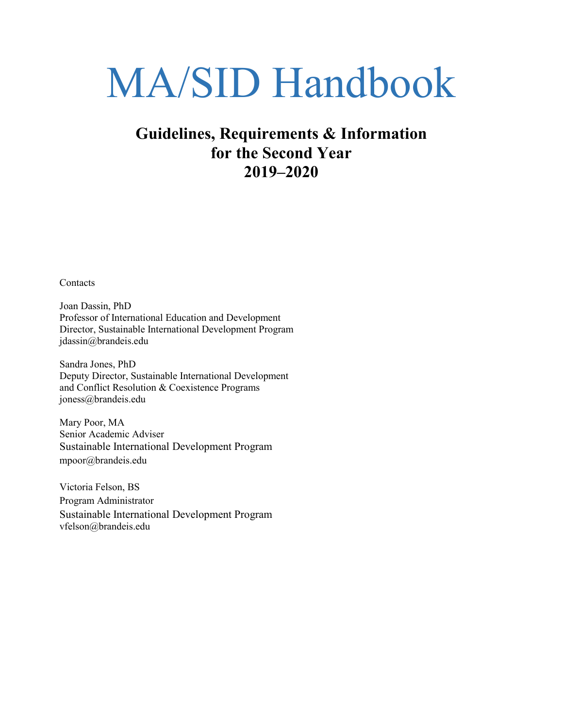# MA/SID Handbook

## Guidelines, Requirements & Information for the Second Year 2019–2020

Contacts

Joan Dassin, PhD
Professor of International Education and Development
Director, Sustainable International Development Program
jdassin@brandeis.edu

Sandra Jones, PhD
Deputy Director, Sustainable International Development
and Conflict Resolution & Coexistence Programs
joness@brandeis.edu

Mary Poor, MA
Senior Academic Adviser
Sustainable International Development Program
mpoor@brandeis.edu

Victoria Felson, BS
Program Administrator
Sustainable International Development Program
vfelson@brandeis.edu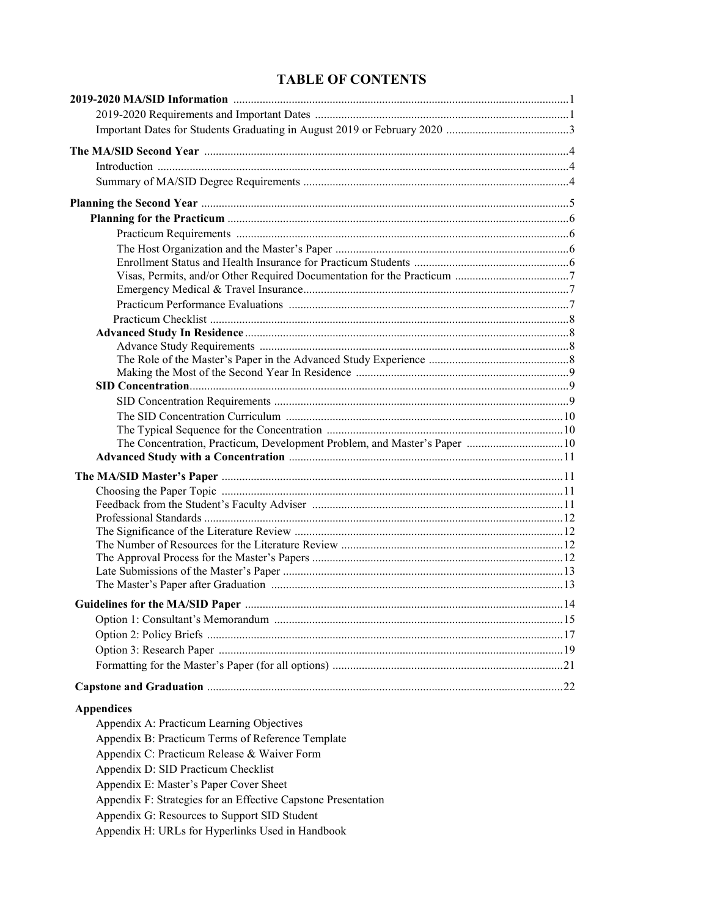# TABLE OF CONTENTS

**2019-2020 MA/SID Information** ....................1

- 2019-2020 Requirements and Important Dates ....................1
- Important Dates for Students Graduating in August 2019 or February 2020 ....................3

**The MA/SID Second Year** ....................4

- Introduction ....................4
- Summary of MA/SID Degree Requirements ....................4

**Planning the Second Year** ....................5

- **Planning for the Practicum** ....................6
  - Practicum Requirements ....................6
  - The Host Organization and the Master's Paper ....................6
  - Enrollment Status and Health Insurance for Practicum Students ....................6
  - Visas, Permits, and/or Other Required Documentation for the Practicum ....................7
  - Emergency Medical & Travel Insurance....................7
  - Practicum Performance Evaluations ....................7
  - Practicum Checklist ....................8
- **Advanced Study In Residence**....................8
  - Advance Study Requirements ....................8
  - The Role of the Master's Paper in the Advanced Study Experience ....................8
  - Making the Most of the Second Year In Residence ....................9
- **SID Concentration**....................9
  - SID Concentration Requirements ....................9
  - The SID Concentration Curriculum ....................10
  - The Typical Sequence for the Concentration ....................10
  - The Concentration, Practicum, Development Problem, and Master's Paper ....................10
- **Advanced Study with a Concentration** ....................11

**The MA/SID Master's Paper** ....................11

- Choosing the Paper Topic ....................11
- Feedback from the Student's Faculty Adviser ....................11
- Professional Standards ....................12
- The Significance of the Literature Review ....................12
- The Number of Resources for the Literature Review ....................12
- The Approval Process for the Master's Papers ....................12
- Late Submissions of the Master's Paper ....................13
- The Master's Paper after Graduation ....................13

**Guidelines for the MA/SID Paper** ....................14

- Option 1: Consultant's Memorandum ....................15
- Option 2: Policy Briefs ....................17
- Option 3: Research Paper ....................19
- Formatting for the Master's Paper (for all options) ....................21

**Capstone and Graduation** ....................22

**Appendices**

- Appendix A: Practicum Learning Objectives
- Appendix B: Practicum Terms of Reference Template
- Appendix C: Practicum Release & Waiver Form
- Appendix D: SID Practicum Checklist
- Appendix E: Master's Paper Cover Sheet
- Appendix F: Strategies for an Effective Capstone Presentation
- Appendix G: Resources to Support SID Student
- Appendix H: URLs for Hyperlinks Used in Handbook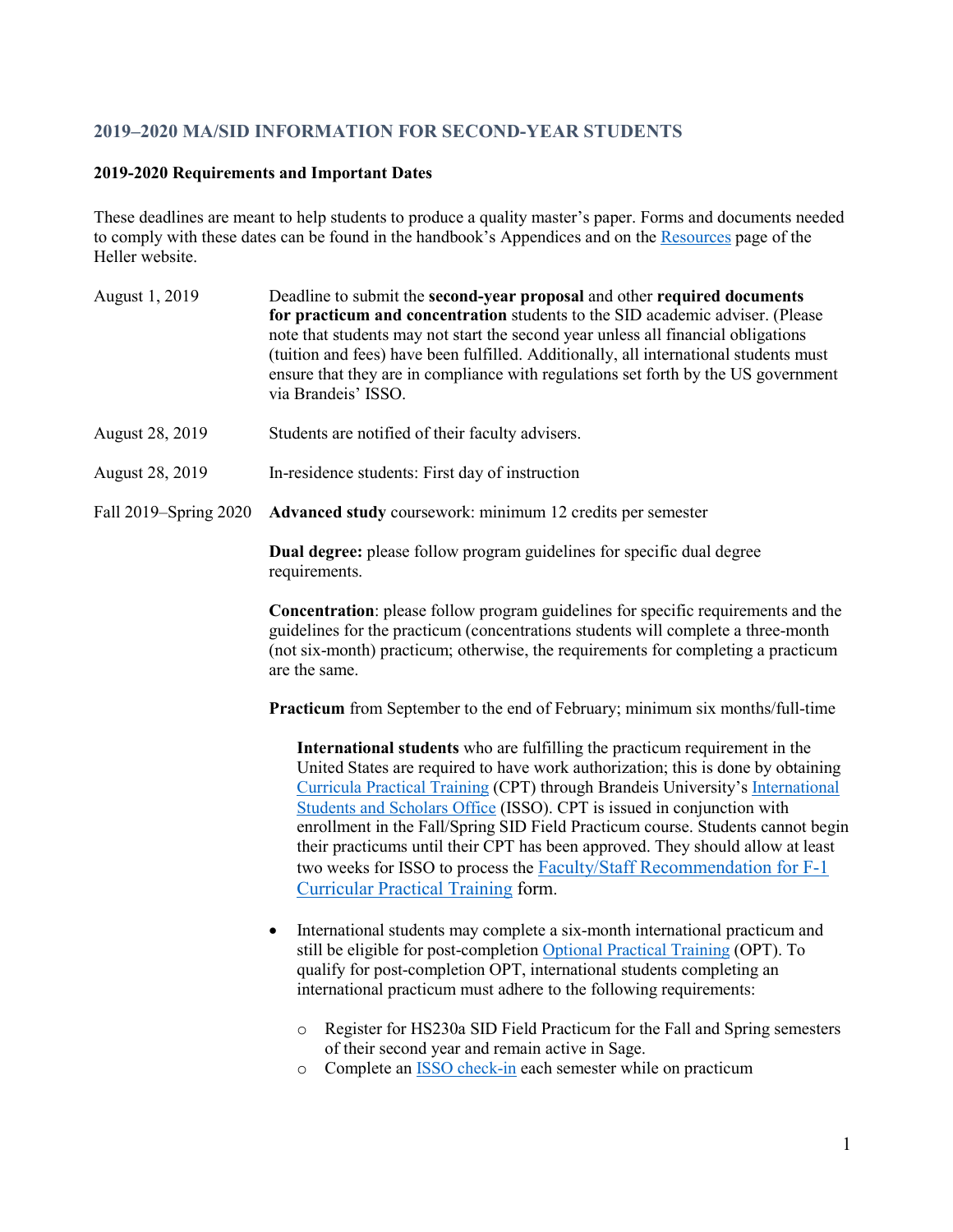## 2019–2020 MA/SID INFORMATION FOR SECOND-YEAR STUDENTS

### 2019-2020 Requirements and Important Dates

These deadlines are meant to help students to produce a quality master's paper. Forms and documents needed to comply with these dates can be found in the handbook's Appendices and on the Resources page of the Heller website.

**August 1, 2019** — Deadline to submit the **second-year proposal** and other **required documents for practicum and concentration** students to the SID academic adviser. (Please note that students may not start the second year unless all financial obligations (tuition and fees) have been fulfilled. Additionally, all international students must ensure that they are in compliance with regulations set forth by the US government via Brandeis' ISSO.

**August 28, 2019** — Students are notified of their faculty advisers.

**August 28, 2019** — In-residence students: First day of instruction

**Fall 2019–Spring 2020** — **Advanced study** coursework: minimum 12 credits per semester

**Dual degree:** please follow program guidelines for specific dual degree requirements.

**Concentration**: please follow program guidelines for specific requirements and the guidelines for the practicum (concentrations students will complete a three-month (not six-month) practicum; otherwise, the requirements for completing a practicum are the same.

**Practicum** from September to the end of February; minimum six months/full-time

**International students** who are fulfilling the practicum requirement in the United States are required to have work authorization; this is done by obtaining Curricula Practical Training (CPT) through Brandeis University's International Students and Scholars Office (ISSO). CPT is issued in conjunction with enrollment in the Fall/Spring SID Field Practicum course. Students cannot begin their practicums until their CPT has been approved. They should allow at least two weeks for ISSO to process the Faculty/Staff Recommendation for F-1 Curricular Practical Training form.

- International students may complete a six-month international practicum and still be eligible for post-completion Optional Practical Training (OPT). To qualify for post-completion OPT, international students completing an international practicum must adhere to the following requirements:
  - Register for HS230a SID Field Practicum for the Fall and Spring semesters of their second year and remain active in Sage.
  - Complete an ISSO check-in each semester while on practicum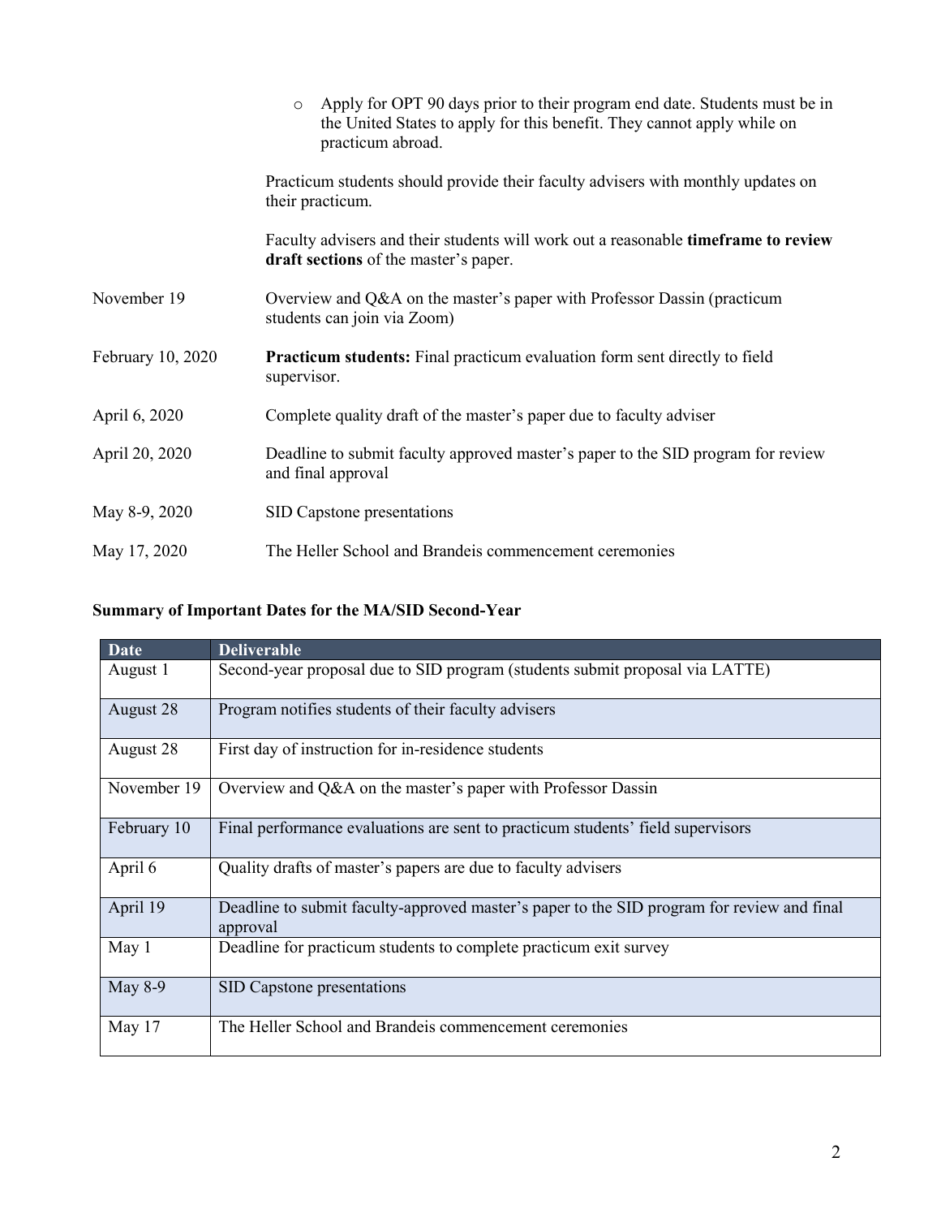- Apply for OPT 90 days prior to their program end date. Students must be in the United States to apply for this benefit. They cannot apply while on practicum abroad.

Practicum students should provide their faculty advisers with monthly updates on their practicum.

Faculty advisers and their students will work out a reasonable **timeframe to review draft sections** of the master's paper.

November 19 — Overview and Q&A on the master's paper with Professor Dassin (practicum students can join via Zoom)

February 10, 2020 — **Practicum students:** Final practicum evaluation form sent directly to field supervisor.

April 6, 2020 — Complete quality draft of the master's paper due to faculty adviser

April 20, 2020 — Deadline to submit faculty approved master's paper to the SID program for review and final approval

May 8-9, 2020 — SID Capstone presentations

May 17, 2020 — The Heller School and Brandeis commencement ceremonies

**Summary of Important Dates for the MA/SID Second-Year**

| Date | Deliverable |
| --- | --- |
| August 1 | Second-year proposal due to SID program (students submit proposal via LATTE) |
| August 28 | Program notifies students of their faculty advisers |
| August 28 | First day of instruction for in-residence students |
| November 19 | Overview and Q&A on the master's paper with Professor Dassin |
| February 10 | Final performance evaluations are sent to practicum students' field supervisors |
| April 6 | Quality drafts of master's papers are due to faculty advisers |
| April 19 | Deadline to submit faculty-approved master's paper to the SID program for review and final approval |
| May 1 | Deadline for practicum students to complete practicum exit survey |
| May 8-9 | SID Capstone presentations |
| May 17 | The Heller School and Brandeis commencement ceremonies |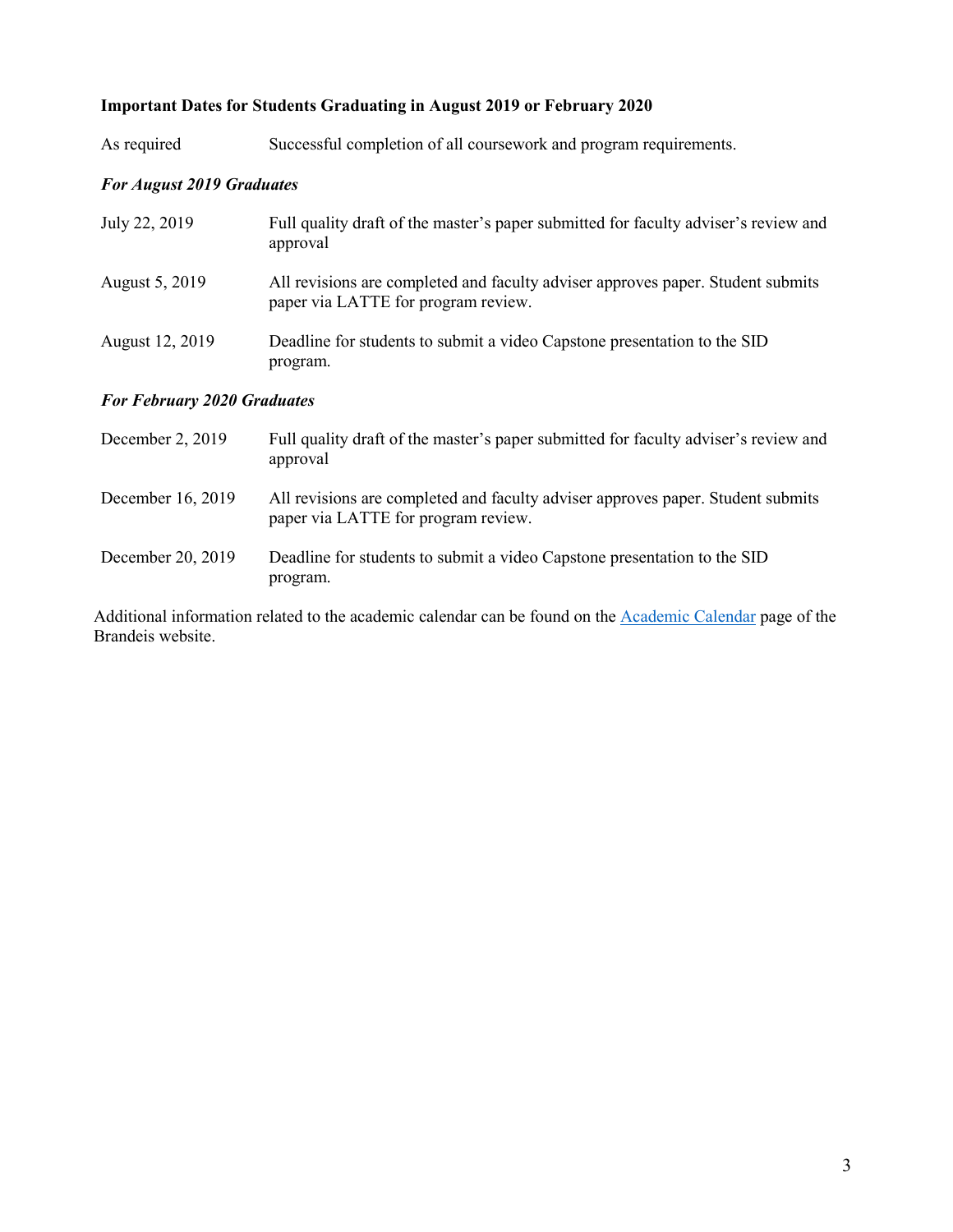**Important Dates for Students Graduating in August 2019 or February 2020**

| | |
|---|---|
| As required | Successful completion of all coursework and program requirements. |

***For August 2019 Graduates***

| | |
|---|---|
| July 22, 2019 | Full quality draft of the master's paper submitted for faculty adviser's review and approval |
| August 5, 2019 | All revisions are completed and faculty adviser approves paper. Student submits paper via LATTE for program review. |
| August 12, 2019 | Deadline for students to submit a video Capstone presentation to the SID program. |

***For February 2020 Graduates***

| | |
|---|---|
| December 2, 2019 | Full quality draft of the master's paper submitted for faculty adviser's review and approval |
| December 16, 2019 | All revisions are completed and faculty adviser approves paper. Student submits paper via LATTE for program review. |
| December 20, 2019 | Deadline for students to submit a video Capstone presentation to the SID program. |

Additional information related to the academic calendar can be found on the Academic Calendar page of the Brandeis website.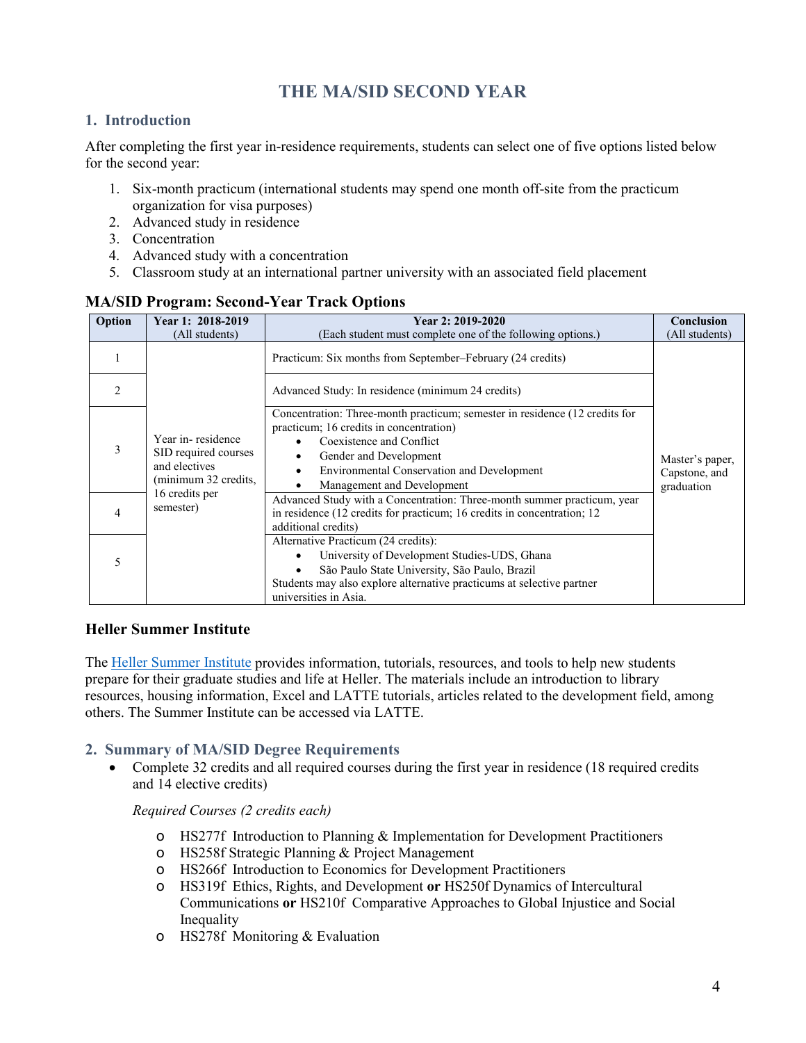# THE MA/SID SECOND YEAR

## 1. Introduction

After completing the first year in-residence requirements, students can select one of five options listed below for the second year:

1. Six-month practicum (international students may spend one month off-site from the practicum organization for visa purposes)
2. Advanced study in residence
3. Concentration
4. Advanced study with a concentration
5. Classroom study at an international partner university with an associated field placement

### MA/SID Program: Second-Year Track Options

| Option | Year 1: 2018-2019 (All students) | Year 2: 2019-2020 (Each student must complete one of the following options.) | Conclusion (All students) |
|---|---|---|---|
| 1 | Year in- residence SID required courses and electives (minimum 32 credits, 16 credits per semester) | Practicum: Six months from September–February (24 credits) | Master's paper, Capstone, and graduation |
| 2 | | Advanced Study: In residence (minimum 24 credits) | |
| 3 | | Concentration: Three-month practicum; semester in residence (12 credits for practicum; 16 credits in concentration)<br>• Coexistence and Conflict<br>• Gender and Development<br>• Environmental Conservation and Development<br>• Management and Development | |
| 4 | | Advanced Study with a Concentration: Three-month summer practicum, year in residence (12 credits for practicum; 16 credits in concentration; 12 additional credits) | |
| 5 | | Alternative Practicum (24 credits):<br>• University of Development Studies-UDS, Ghana<br>• São Paulo State University, São Paulo, Brazil<br>Students may also explore alternative practicums at selective partner universities in Asia. | |

### Heller Summer Institute

The Heller Summer Institute provides information, tutorials, resources, and tools to help new students prepare for their graduate studies and life at Heller. The materials include an introduction to library resources, housing information, Excel and LATTE tutorials, articles related to the development field, among others. The Summer Institute can be accessed via LATTE.

## 2. Summary of MA/SID Degree Requirements

- Complete 32 credits and all required courses during the first year in residence (18 required credits and 14 elective credits)

  *Required Courses (2 credits each)*

  - HS277f Introduction to Planning & Implementation for Development Practitioners
  - HS258f Strategic Planning & Project Management
  - HS266f Introduction to Economics for Development Practitioners
  - HS319f Ethics, Rights, and Development **or** HS250f Dynamics of Intercultural Communications **or** HS210f Comparative Approaches to Global Injustice and Social Inequality
  - HS278f Monitoring & Evaluation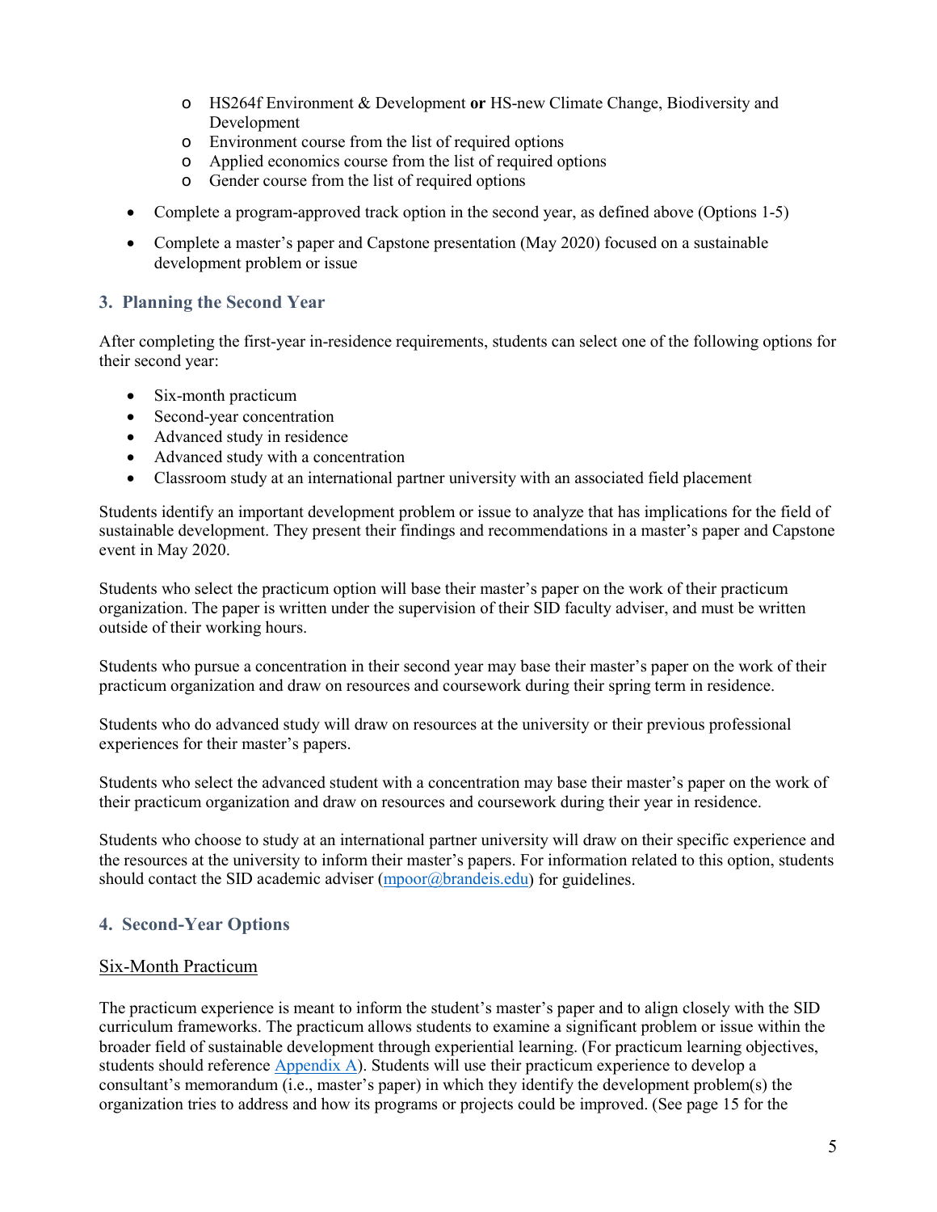- HS264f Environment & Development **or** HS-new Climate Change, Biodiversity and Development
    - Environment course from the list of required options
    - Applied economics course from the list of required options
    - Gender course from the list of required options

- Complete a program-approved track option in the second year, as defined above (Options 1-5)
- Complete a master's paper and Capstone presentation (May 2020) focused on a sustainable development problem or issue

## 3. Planning the Second Year

After completing the first-year in-residence requirements, students can select one of the following options for their second year:

- Six-month practicum
- Second-year concentration
- Advanced study in residence
- Advanced study with a concentration
- Classroom study at an international partner university with an associated field placement

Students identify an important development problem or issue to analyze that has implications for the field of sustainable development. They present their findings and recommendations in a master's paper and Capstone event in May 2020.

Students who select the practicum option will base their master's paper on the work of their practicum organization. The paper is written under the supervision of their SID faculty adviser, and must be written outside of their working hours.

Students who pursue a concentration in their second year may base their master's paper on the work of their practicum organization and draw on resources and coursework during their spring term in residence.

Students who do advanced study will draw on resources at the university or their previous professional experiences for their master's papers.

Students who select the advanced student with a concentration may base their master's paper on the work of their practicum organization and draw on resources and coursework during their year in residence.

Students who choose to study at an international partner university will draw on their specific experience and the resources at the university to inform their master's papers. For information related to this option, students should contact the SID academic adviser (mpoor@brandeis.edu) for guidelines.

## 4. Second-Year Options

### Six-Month Practicum

The practicum experience is meant to inform the student's master's paper and to align closely with the SID curriculum frameworks. The practicum allows students to examine a significant problem or issue within the broader field of sustainable development through experiential learning. (For practicum learning objectives, students should reference Appendix A). Students will use their practicum experience to develop a consultant's memorandum (i.e., master's paper) in which they identify the development problem(s) the organization tries to address and how its programs or projects could be improved. (See page 15 for the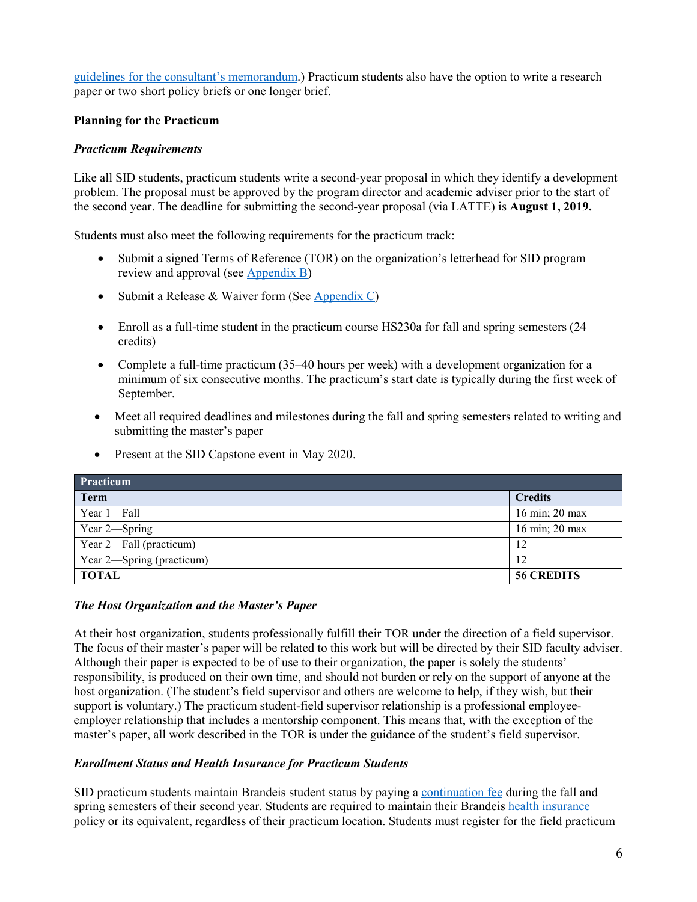guidelines for the consultant's memorandum.) Practicum students also have the option to write a research paper or two short policy briefs or one longer brief.

**Planning for the Practicum**

***Practicum Requirements***

Like all SID students, practicum students write a second-year proposal in which they identify a development problem. The proposal must be approved by the program director and academic adviser prior to the start of the second year. The deadline for submitting the second-year proposal (via LATTE) is **August 1, 2019.**

Students must also meet the following requirements for the practicum track:

- Submit a signed Terms of Reference (TOR) on the organization's letterhead for SID program review and approval (see Appendix B)
- Submit a Release & Waiver form (See Appendix C)
- Enroll as a full-time student in the practicum course HS230a for fall and spring semesters (24 credits)
- Complete a full-time practicum (35–40 hours per week) with a development organization for a minimum of six consecutive months. The practicum's start date is typically during the first week of September.
- Meet all required deadlines and milestones during the fall and spring semesters related to writing and submitting the master's paper
- Present at the SID Capstone event in May 2020.

| Practicum | |
|---|---|
| **Term** | **Credits** |
| Year 1—Fall | 16 min; 20 max |
| Year 2—Spring | 16 min; 20 max |
| Year 2—Fall (practicum) | 12 |
| Year 2—Spring (practicum) | 12 |
| **TOTAL** | **56 CREDITS** |

***The Host Organization and the Master's Paper***

At their host organization, students professionally fulfill their TOR under the direction of a field supervisor. The focus of their master's paper will be related to this work but will be directed by their SID faculty adviser. Although their paper is expected to be of use to their organization, the paper is solely the students' responsibility, is produced on their own time, and should not burden or rely on the support of anyone at the host organization. (The student's field supervisor and others are welcome to help, if they wish, but their support is voluntary.) The practicum student-field supervisor relationship is a professional employee-employer relationship that includes a mentorship component. This means that, with the exception of the master's paper, all work described in the TOR is under the guidance of the student's field supervisor.

***Enrollment Status and Health Insurance for Practicum Students***

SID practicum students maintain Brandeis student status by paying a continuation fee during the fall and spring semesters of their second year. Students are required to maintain their Brandeis health insurance policy or its equivalent, regardless of their practicum location. Students must register for the field practicum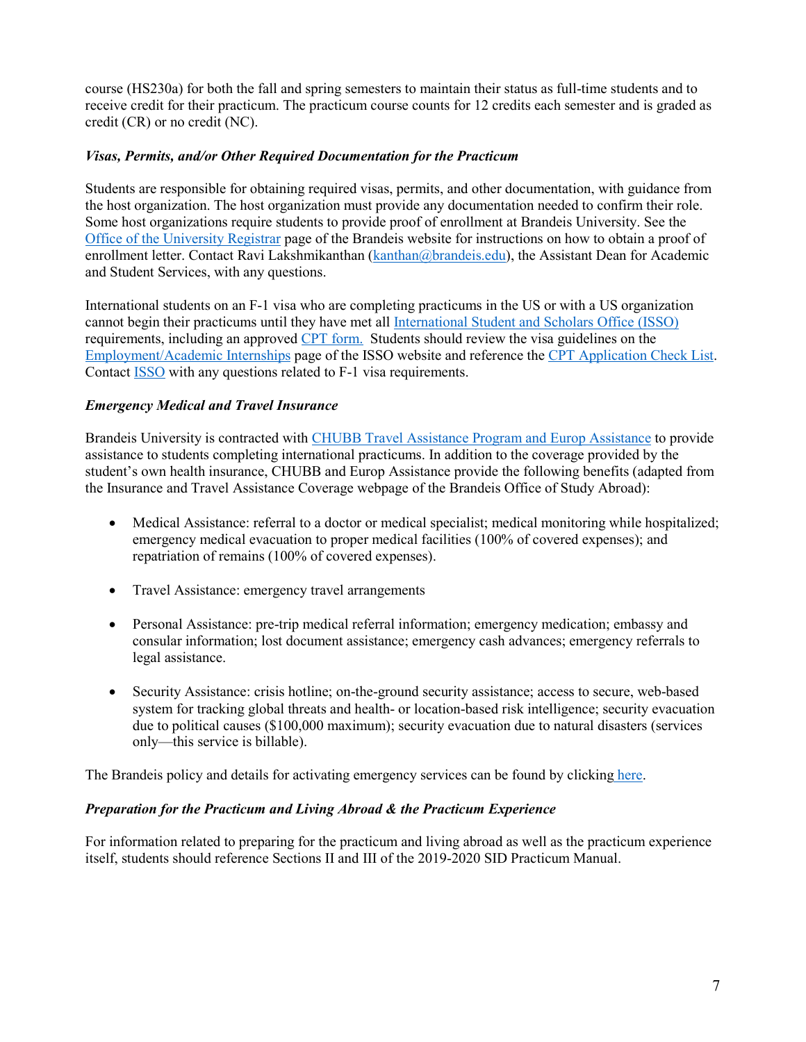course (HS230a) for both the fall and spring semesters to maintain their status as full-time students and to receive credit for their practicum. The practicum course counts for 12 credits each semester and is graded as credit (CR) or no credit (NC).

### *Visas, Permits, and/or Other Required Documentation for the Practicum*

Students are responsible for obtaining required visas, permits, and other documentation, with guidance from the host organization. The host organization must provide any documentation needed to confirm their role. Some host organizations require students to provide proof of enrollment at Brandeis University. See the Office of the University Registrar page of the Brandeis website for instructions on how to obtain a proof of enrollment letter. Contact Ravi Lakshmikanthan (kanthan@brandeis.edu), the Assistant Dean for Academic and Student Services, with any questions.

International students on an F-1 visa who are completing practicums in the US or with a US organization cannot begin their practicums until they have met all International Student and Scholars Office (ISSO) requirements, including an approved CPT form. Students should review the visa guidelines on the Employment/Academic Internships page of the ISSO website and reference the CPT Application Check List. Contact ISSO with any questions related to F-1 visa requirements.

### *Emergency Medical and Travel Insurance*

Brandeis University is contracted with CHUBB Travel Assistance Program and Europ Assistance to provide assistance to students completing international practicums. In addition to the coverage provided by the student's own health insurance, CHUBB and Europ Assistance provide the following benefits (adapted from the Insurance and Travel Assistance Coverage webpage of the Brandeis Office of Study Abroad):

- Medical Assistance: referral to a doctor or medical specialist; medical monitoring while hospitalized; emergency medical evacuation to proper medical facilities (100% of covered expenses); and repatriation of remains (100% of covered expenses).
- Travel Assistance: emergency travel arrangements
- Personal Assistance: pre-trip medical referral information; emergency medication; embassy and consular information; lost document assistance; emergency cash advances; emergency referrals to legal assistance.
- Security Assistance: crisis hotline; on-the-ground security assistance; access to secure, web-based system for tracking global threats and health- or location-based risk intelligence; security evacuation due to political causes ($100,000 maximum); security evacuation due to natural disasters (services only—this service is billable).

The Brandeis policy and details for activating emergency services can be found by clicking here.

### *Preparation for the Practicum and Living Abroad & the Practicum Experience*

For information related to preparing for the practicum and living abroad as well as the practicum experience itself, students should reference Sections II and III of the 2019-2020 SID Practicum Manual.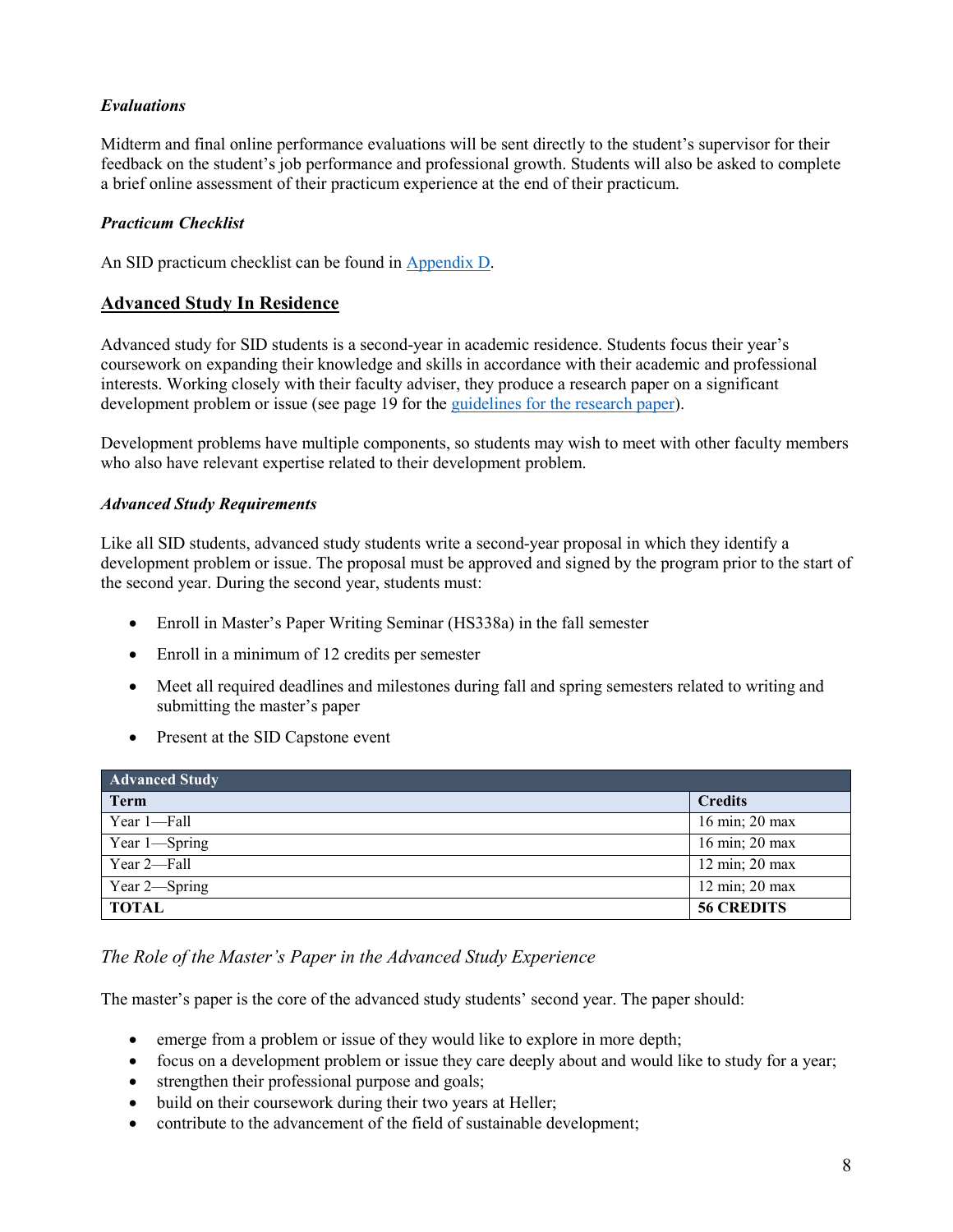### *Evaluations*

Midterm and final online performance evaluations will be sent directly to the student's supervisor for their feedback on the student's job performance and professional growth. Students will also be asked to complete a brief online assessment of their practicum experience at the end of their practicum.

### *Practicum Checklist*

An SID practicum checklist can be found in [Appendix D](#).

## Advanced Study In Residence

Advanced study for SID students is a second-year in academic residence. Students focus their year's coursework on expanding their knowledge and skills in accordance with their academic and professional interests. Working closely with their faculty adviser, they produce a research paper on a significant development problem or issue (see page 19 for the [guidelines for the research paper](#)).

Development problems have multiple components, so students may wish to meet with other faculty members who also have relevant expertise related to their development problem.

### *Advanced Study Requirements*

Like all SID students, advanced study students write a second-year proposal in which they identify a development problem or issue. The proposal must be approved and signed by the program prior to the start of the second year. During the second year, students must:

- Enroll in Master's Paper Writing Seminar (HS338a) in the fall semester
- Enroll in a minimum of 12 credits per semester
- Meet all required deadlines and milestones during fall and spring semesters related to writing and submitting the master's paper
- Present at the SID Capstone event

| **Advanced Study** | |
|---|---|
| **Term** | **Credits** |
| Year 1—Fall | 16 min; 20 max |
| Year 1—Spring | 16 min; 20 max |
| Year 2—Fall | 12 min; 20 max |
| Year 2—Spring | 12 min; 20 max |
| **TOTAL** | **56 CREDITS** |

### *The Role of the Master's Paper in the Advanced Study Experience*

The master's paper is the core of the advanced study students' second year. The paper should:

- emerge from a problem or issue of they would like to explore in more depth;
- focus on a development problem or issue they care deeply about and would like to study for a year;
- strengthen their professional purpose and goals;
- build on their coursework during their two years at Heller;
- contribute to the advancement of the field of sustainable development;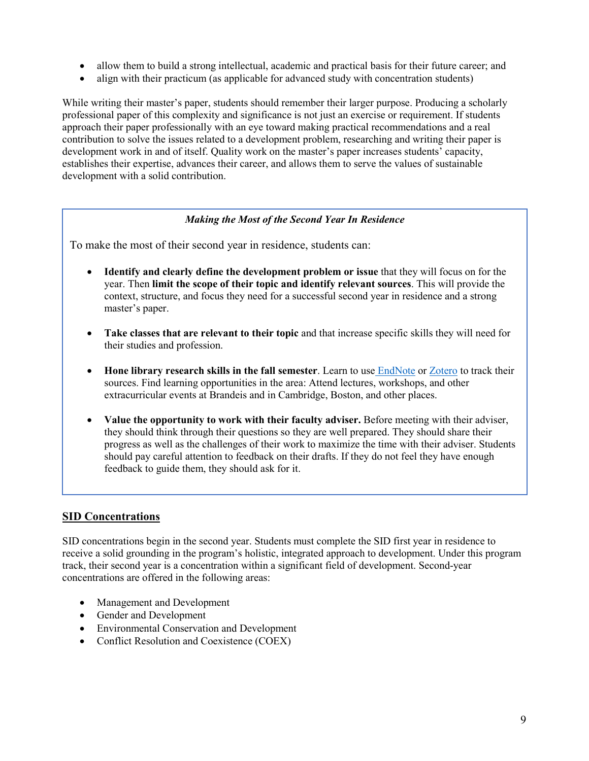- allow them to build a strong intellectual, academic and practical basis for their future career; and
- align with their practicum (as applicable for advanced study with concentration students)

While writing their master's paper, students should remember their larger purpose. Producing a scholarly professional paper of this complexity and significance is not just an exercise or requirement. If students approach their paper professionally with an eye toward making practical recommendations and a real contribution to solve the issues related to a development problem, researching and writing their paper is development work in and of itself. Quality work on the master's paper increases students' capacity, establishes their expertise, advances their career, and allows them to serve the values of sustainable development with a solid contribution.

***Making the Most of the Second Year In Residence***

To make the most of their second year in residence, students can:

- **Identify and clearly define the development problem or issue** that they will focus on for the year. Then **limit the scope of their topic and identify relevant sources**. This will provide the context, structure, and focus they need for a successful second year in residence and a strong master's paper.

- **Take classes that are relevant to their topic** and that increase specific skills they will need for their studies and profession.

- **Hone library research skills in the fall semester**. Learn to use EndNote or Zotero to track their sources. Find learning opportunities in the area: Attend lectures, workshops, and other extracurricular events at Brandeis and in Cambridge, Boston, and other places.

- **Value the opportunity to work with their faculty adviser.** Before meeting with their adviser, they should think through their questions so they are well prepared. They should share their progress as well as the challenges of their work to maximize the time with their adviser. Students should pay careful attention to feedback on their drafts. If they do not feel they have enough feedback to guide them, they should ask for it.

## SID Concentrations

SID concentrations begin in the second year. Students must complete the SID first year in residence to receive a solid grounding in the program's holistic, integrated approach to development. Under this program track, their second year is a concentration within a significant field of development. Second-year concentrations are offered in the following areas:

- Management and Development
- Gender and Development
- Environmental Conservation and Development
- Conflict Resolution and Coexistence (COEX)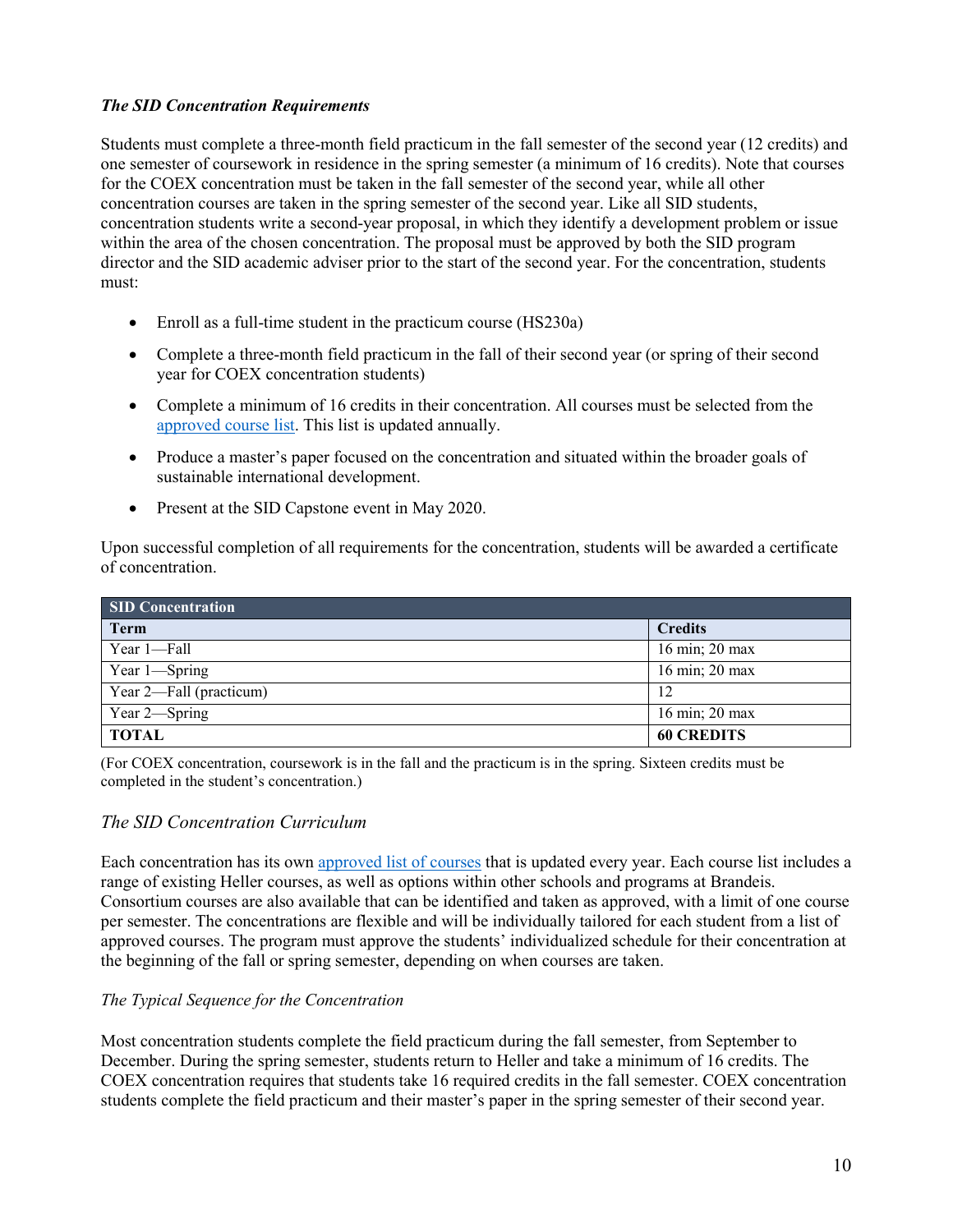### *The SID Concentration Requirements*

Students must complete a three-month field practicum in the fall semester of the second year (12 credits) and one semester of coursework in residence in the spring semester (a minimum of 16 credits). Note that courses for the COEX concentration must be taken in the fall semester of the second year, while all other concentration courses are taken in the spring semester of the second year. Like all SID students, concentration students write a second-year proposal, in which they identify a development problem or issue within the area of the chosen concentration. The proposal must be approved by both the SID program director and the SID academic adviser prior to the start of the second year. For the concentration, students must:

- Enroll as a full-time student in the practicum course (HS230a)
- Complete a three-month field practicum in the fall of their second year (or spring of their second year for COEX concentration students)
- Complete a minimum of 16 credits in their concentration. All courses must be selected from the approved course list. This list is updated annually.
- Produce a master's paper focused on the concentration and situated within the broader goals of sustainable international development.
- Present at the SID Capstone event in May 2020.

Upon successful completion of all requirements for the concentration, students will be awarded a certificate of concentration.

| **SID Concentration** | |
|---|---|
| **Term** | **Credits** |
| Year 1—Fall | 16 min; 20 max |
| Year 1—Spring | 16 min; 20 max |
| Year 2—Fall (practicum) | 12 |
| Year 2—Spring | 16 min; 20 max |
| **TOTAL** | **60 CREDITS** |

(For COEX concentration, coursework is in the fall and the practicum is in the spring. Sixteen credits must be completed in the student's concentration.)

### *The SID Concentration Curriculum*

Each concentration has its own approved list of courses that is updated every year. Each course list includes a range of existing Heller courses, as well as options within other schools and programs at Brandeis. Consortium courses are also available that can be identified and taken as approved, with a limit of one course per semester. The concentrations are flexible and will be individually tailored for each student from a list of approved courses. The program must approve the students' individualized schedule for their concentration at the beginning of the fall or spring semester, depending on when courses are taken.

#### *The Typical Sequence for the Concentration*

Most concentration students complete the field practicum during the fall semester, from September to December. During the spring semester, students return to Heller and take a minimum of 16 credits. The COEX concentration requires that students take 16 required credits in the fall semester. COEX concentration students complete the field practicum and their master's paper in the spring semester of their second year.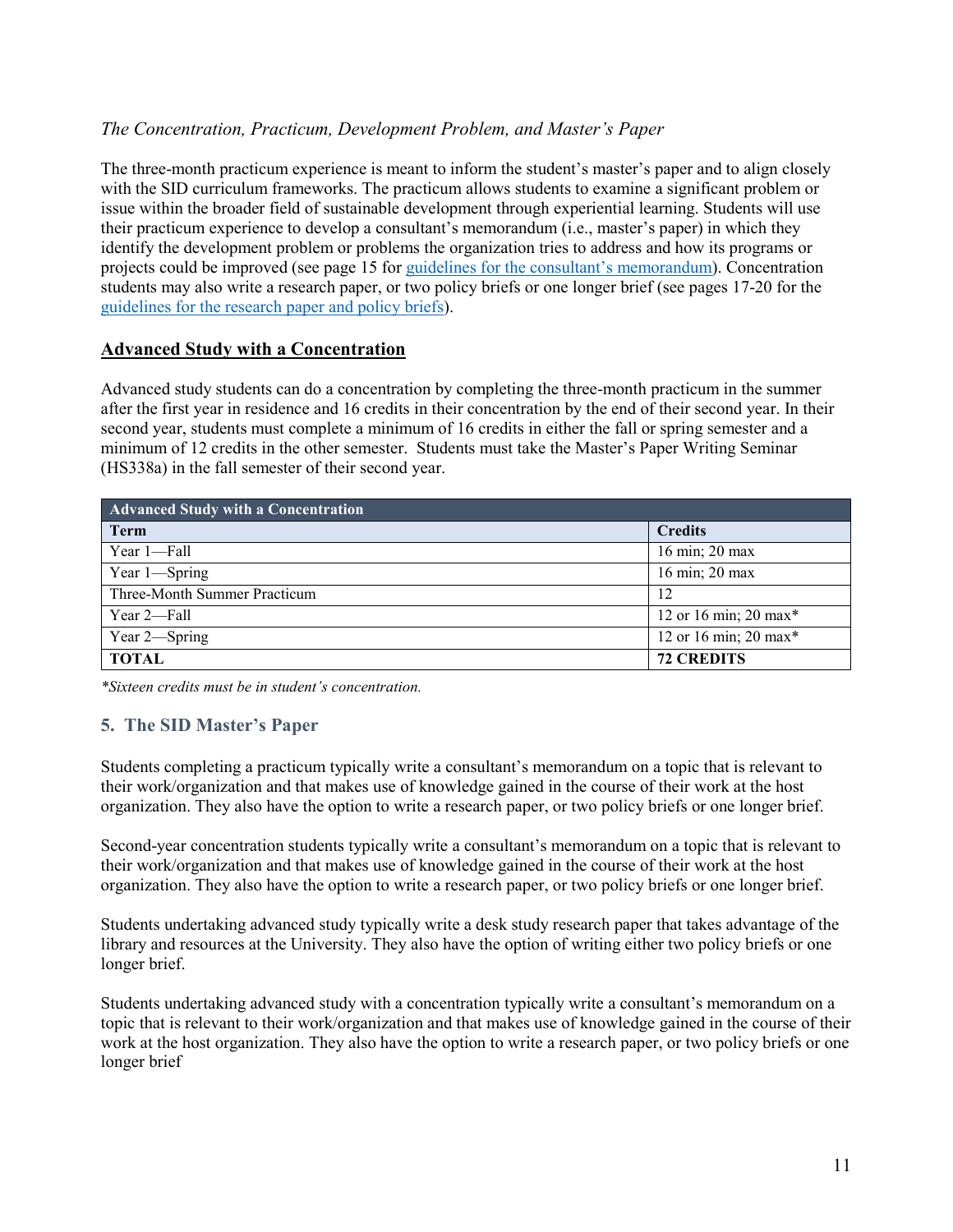*The Concentration, Practicum, Development Problem, and Master's Paper*

The three-month practicum experience is meant to inform the student's master's paper and to align closely with the SID curriculum frameworks. The practicum allows students to examine a significant problem or issue within the broader field of sustainable development through experiential learning. Students will use their practicum experience to develop a consultant's memorandum (i.e., master's paper) in which they identify the development problem or problems the organization tries to address and how its programs or projects could be improved (see page 15 for guidelines for the consultant's memorandum). Concentration students may also write a research paper, or two policy briefs or one longer brief (see pages 17-20 for the guidelines for the research paper and policy briefs).

## Advanced Study with a Concentration

Advanced study students can do a concentration by completing the three-month practicum in the summer after the first year in residence and 16 credits in their concentration by the end of their second year. In their second year, students must complete a minimum of 16 credits in either the fall or spring semester and a minimum of 12 credits in the other semester. Students must take the Master's Paper Writing Seminar (HS338a) in the fall semester of their second year.

| Advanced Study with a Concentration | |
|---|---|
| **Term** | **Credits** |
| Year 1—Fall | 16 min; 20 max |
| Year 1—Spring | 16 min; 20 max |
| Three-Month Summer Practicum | 12 |
| Year 2—Fall | 12 or 16 min; 20 max* |
| Year 2—Spring | 12 or 16 min; 20 max* |
| **TOTAL** | **72 CREDITS** |

*\*Sixteen credits must be in student's concentration.*

## 5. The SID Master's Paper

Students completing a practicum typically write a consultant's memorandum on a topic that is relevant to their work/organization and that makes use of knowledge gained in the course of their work at the host organization. They also have the option to write a research paper, or two policy briefs or one longer brief.

Second-year concentration students typically write a consultant's memorandum on a topic that is relevant to their work/organization and that makes use of knowledge gained in the course of their work at the host organization. They also have the option to write a research paper, or two policy briefs or one longer brief.

Students undertaking advanced study typically write a desk study research paper that takes advantage of the library and resources at the University. They also have the option of writing either two policy briefs or one longer brief.

Students undertaking advanced study with a concentration typically write a consultant's memorandum on a topic that is relevant to their work/organization and that makes use of knowledge gained in the course of their work at the host organization. They also have the option to write a research paper, or two policy briefs or one longer brief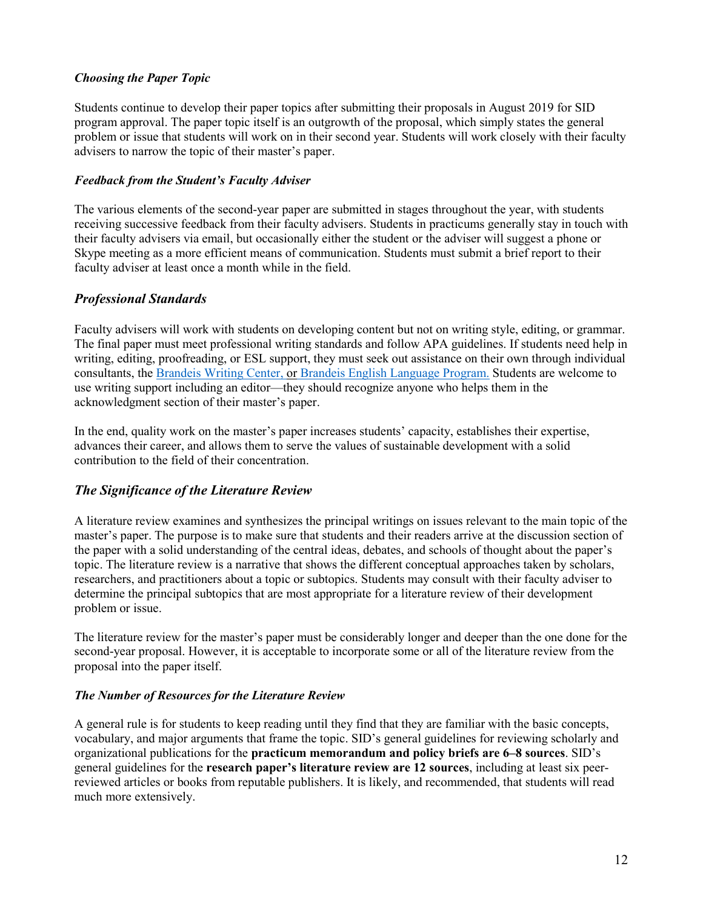#### *Choosing the Paper Topic*

Students continue to develop their paper topics after submitting their proposals in August 2019 for SID program approval. The paper topic itself is an outgrowth of the proposal, which simply states the general problem or issue that students will work on in their second year. Students will work closely with their faculty advisers to narrow the topic of their master's paper.

#### *Feedback from the Student's Faculty Adviser*

The various elements of the second-year paper are submitted in stages throughout the year, with students receiving successive feedback from their faculty advisers. Students in practicums generally stay in touch with their faculty advisers via email, but occasionally either the student or the adviser will suggest a phone or Skype meeting as a more efficient means of communication. Students must submit a brief report to their faculty adviser at least once a month while in the field.

### *Professional Standards*

Faculty advisers will work with students on developing content but not on writing style, editing, or grammar. The final paper must meet professional writing standards and follow APA guidelines. If students need help in writing, editing, proofreading, or ESL support, they must seek out assistance on their own through individual consultants, the Brandeis Writing Center, or Brandeis English Language Program. Students are welcome to use writing support including an editor—they should recognize anyone who helps them in the acknowledgment section of their master's paper.

In the end, quality work on the master's paper increases students' capacity, establishes their expertise, advances their career, and allows them to serve the values of sustainable development with a solid contribution to the field of their concentration.

### *The Significance of the Literature Review*

A literature review examines and synthesizes the principal writings on issues relevant to the main topic of the master's paper. The purpose is to make sure that students and their readers arrive at the discussion section of the paper with a solid understanding of the central ideas, debates, and schools of thought about the paper's topic. The literature review is a narrative that shows the different conceptual approaches taken by scholars, researchers, and practitioners about a topic or subtopics. Students may consult with their faculty adviser to determine the principal subtopics that are most appropriate for a literature review of their development problem or issue.

The literature review for the master's paper must be considerably longer and deeper than the one done for the second-year proposal. However, it is acceptable to incorporate some or all of the literature review from the proposal into the paper itself.

#### *The Number of Resources for the Literature Review*

A general rule is for students to keep reading until they find that they are familiar with the basic concepts, vocabulary, and major arguments that frame the topic. SID's general guidelines for reviewing scholarly and organizational publications for the **practicum memorandum and policy briefs are 6–8 sources**. SID's general guidelines for the **research paper's literature review are 12 sources**, including at least six peer-reviewed articles or books from reputable publishers. It is likely, and recommended, that students will read much more extensively.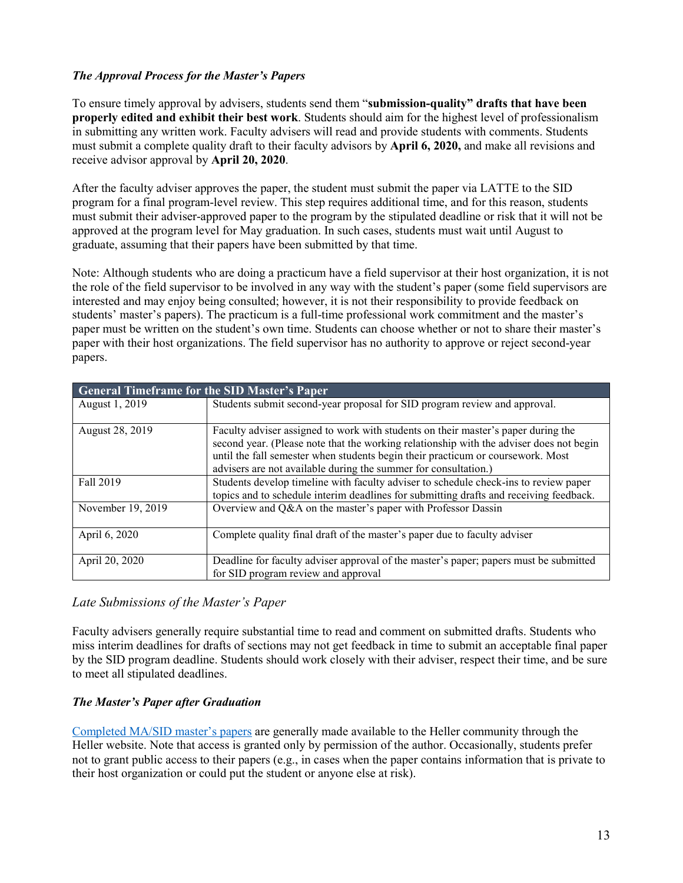***The Approval Process for the Master's Papers***

To ensure timely approval by advisers, students send them "**submission-quality" drafts that have been properly edited and exhibit their best work**. Students should aim for the highest level of professionalism in submitting any written work. Faculty advisers will read and provide students with comments. Students must submit a complete quality draft to their faculty advisors by **April 6, 2020,** and make all revisions and receive advisor approval by **April 20, 2020**.

After the faculty adviser approves the paper, the student must submit the paper via LATTE to the SID program for a final program-level review. This step requires additional time, and for this reason, students must submit their adviser-approved paper to the program by the stipulated deadline or risk that it will not be approved at the program level for May graduation. In such cases, students must wait until August to graduate, assuming that their papers have been submitted by that time.

Note: Although students who are doing a practicum have a field supervisor at their host organization, it is not the role of the field supervisor to be involved in any way with the student's paper (some field supervisors are interested and may enjoy being consulted; however, it is not their responsibility to provide feedback on students' master's papers). The practicum is a full-time professional work commitment and the master's paper must be written on the student's own time. Students can choose whether or not to share their master's paper with their host organizations. The field supervisor has no authority to approve or reject second-year papers.

| **General Timeframe for the SID Master's Paper** | |
|---|---|
| August 1, 2019 | Students submit second-year proposal for SID program review and approval. |
| August 28, 2019 | Faculty adviser assigned to work with students on their master's paper during the second year. (Please note that the working relationship with the adviser does not begin until the fall semester when students begin their practicum or coursework. Most advisers are not available during the summer for consultation.) |
| Fall 2019 | Students develop timeline with faculty adviser to schedule check-ins to review paper topics and to schedule interim deadlines for submitting drafts and receiving feedback. |
| November 19, 2019 | Overview and Q&A on the master's paper with Professor Dassin |
| April 6, 2020 | Complete quality final draft of the master's paper due to faculty adviser |
| April 20, 2020 | Deadline for faculty adviser approval of the master's paper; papers must be submitted for SID program review and approval |

*Late Submissions of the Master's Paper*

Faculty advisers generally require substantial time to read and comment on submitted drafts. Students who miss interim deadlines for drafts of sections may not get feedback in time to submit an acceptable final paper by the SID program deadline. Students should work closely with their adviser, respect their time, and be sure to meet all stipulated deadlines.

***The Master's Paper after Graduation***

Completed MA/SID master's papers are generally made available to the Heller community through the Heller website. Note that access is granted only by permission of the author. Occasionally, students prefer not to grant public access to their papers (e.g., in cases when the paper contains information that is private to their host organization or could put the student or anyone else at risk).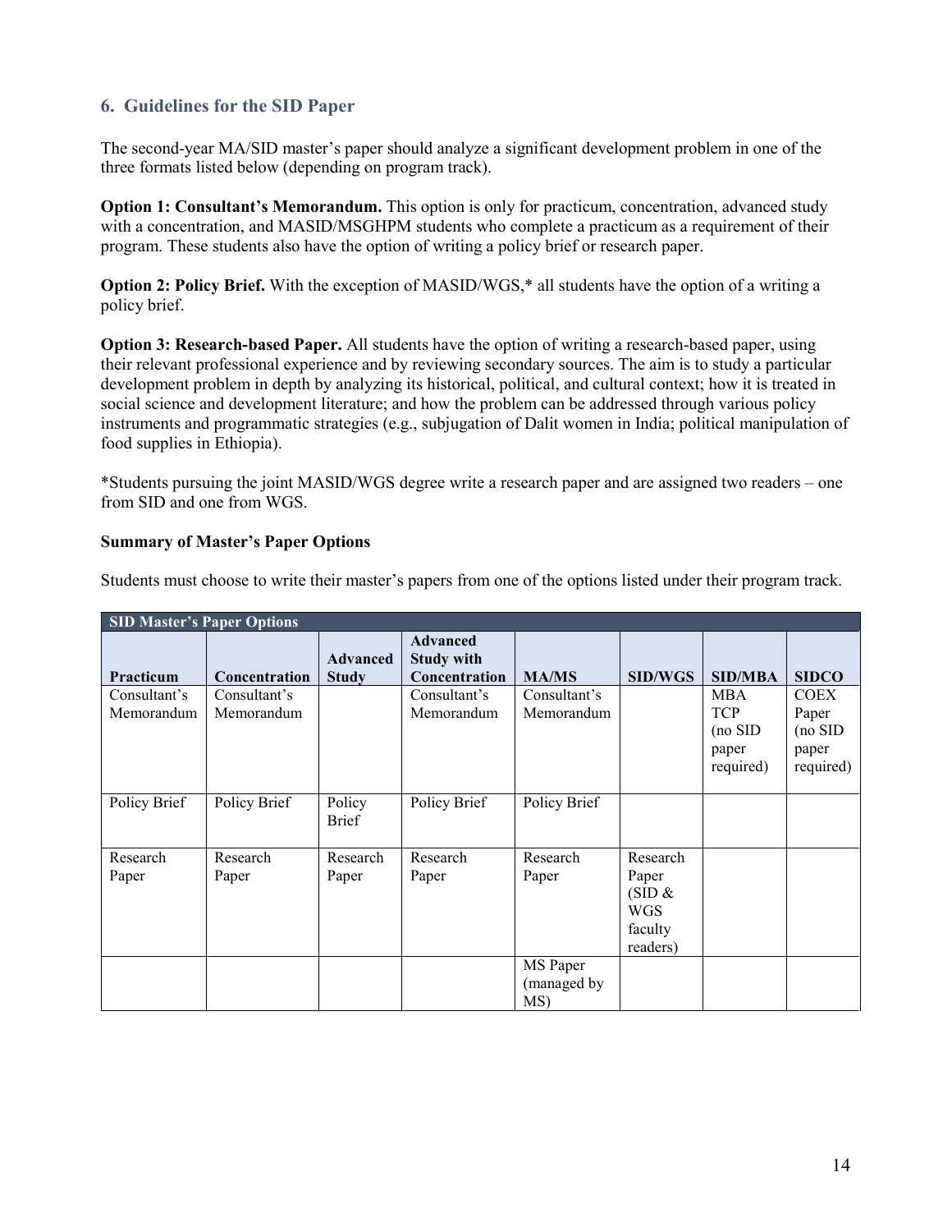## 6. Guidelines for the SID Paper

The second-year MA/SID master's paper should analyze a significant development problem in one of the three formats listed below (depending on program track).

**Option 1: Consultant's Memorandum.** This option is only for practicum, concentration, advanced study with a concentration, and MASID/MSGHPM students who complete a practicum as a requirement of their program. These students also have the option of writing a policy brief or research paper.

**Option 2: Policy Brief.** With the exception of MASID/WGS,* all students have the option of a writing a policy brief.

**Option 3: Research-based Paper.** All students have the option of writing a research-based paper, using their relevant professional experience and by reviewing secondary sources. The aim is to study a particular development problem in depth by analyzing its historical, political, and cultural context; how it is treated in social science and development literature; and how the problem can be addressed through various policy instruments and programmatic strategies (e.g., subjugation of Dalit women in India; political manipulation of food supplies in Ethiopia).

*Students pursuing the joint MASID/WGS degree write a research paper and are assigned two readers – one from SID and one from WGS.

**Summary of Master's Paper Options**

Students must choose to write their master's papers from one of the options listed under their program track.

| SID Master's Paper Options | | | | | | | |
|---|---|---|---|---|---|---|---|
| **Practicum** | **Concentration** | **Advanced Study** | **Advanced Study with Concentration** | **MA/MS** | **SID/WGS** | **SID/MBA** | **SIDCO** |
| Consultant's Memorandum | Consultant's Memorandum | | Consultant's Memorandum | Consultant's Memorandum | | MBA TCP (no SID paper required) | COEX Paper (no SID paper required) |
| Policy Brief | Policy Brief | Policy Brief | Policy Brief | Policy Brief | | | |
| Research Paper | Research Paper | Research Paper | Research Paper | Research Paper | Research Paper (SID & WGS faculty readers) | | |
| | | | | MS Paper (managed by MS) | | | |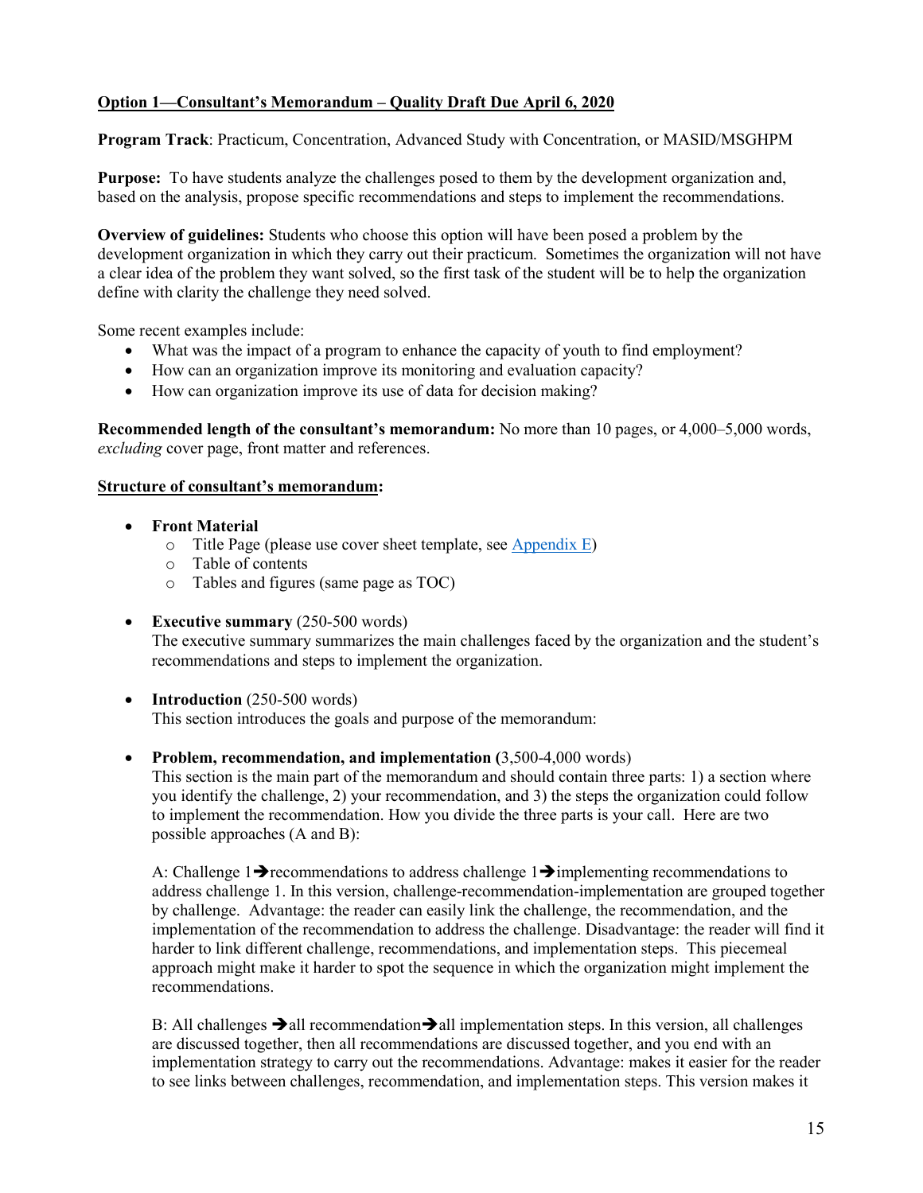**<u>Option 1—Consultant's Memorandum – Quality Draft Due April 6, 2020</u>**

**Program Track**: Practicum, Concentration, Advanced Study with Concentration, or MASID/MSGHPM

**Purpose:** To have students analyze the challenges posed to them by the development organization and, based on the analysis, propose specific recommendations and steps to implement the recommendations.

**Overview of guidelines:** Students who choose this option will have been posed a problem by the development organization in which they carry out their practicum. Sometimes the organization will not have a clear idea of the problem they want solved, so the first task of the student will be to help the organization define with clarity the challenge they need solved.

Some recent examples include:

- What was the impact of a program to enhance the capacity of youth to find employment?
- How can an organization improve its monitoring and evaluation capacity?
- How can organization improve its use of data for decision making?

**Recommended length of the consultant's memorandum:** No more than 10 pages, or 4,000–5,000 words, *excluding* cover page, front matter and references.

**<u>Structure of consultant's memorandum</u>:**

- **Front Material**
  - Title Page (please use cover sheet template, see Appendix E)
  - Table of contents
  - Tables and figures (same page as TOC)

- **Executive summary** (250-500 words)
  The executive summary summarizes the main challenges faced by the organization and the student's recommendations and steps to implement the organization.

- **Introduction** (250-500 words)
  This section introduces the goals and purpose of the memorandum:

- **Problem, recommendation, and implementation (**3,500-4,000 words)
  This section is the main part of the memorandum and should contain three parts: 1) a section where you identify the challenge, 2) your recommendation, and 3) the steps the organization could follow to implement the recommendation. How you divide the three parts is your call. Here are two possible approaches (A and B):

  A: Challenge 1➔recommendations to address challenge 1➔implementing recommendations to address challenge 1. In this version, challenge-recommendation-implementation are grouped together by challenge. Advantage: the reader can easily link the challenge, the recommendation, and the implementation of the recommendation to address the challenge. Disadvantage: the reader will find it harder to link different challenge, recommendations, and implementation steps. This piecemeal approach might make it harder to spot the sequence in which the organization might implement the recommendations.

  B: All challenges ➔all recommendation➔all implementation steps. In this version, all challenges are discussed together, then all recommendations are discussed together, and you end with an implementation strategy to carry out the recommendations. Advantage: makes it easier for the reader to see links between challenges, recommendation, and implementation steps. This version makes it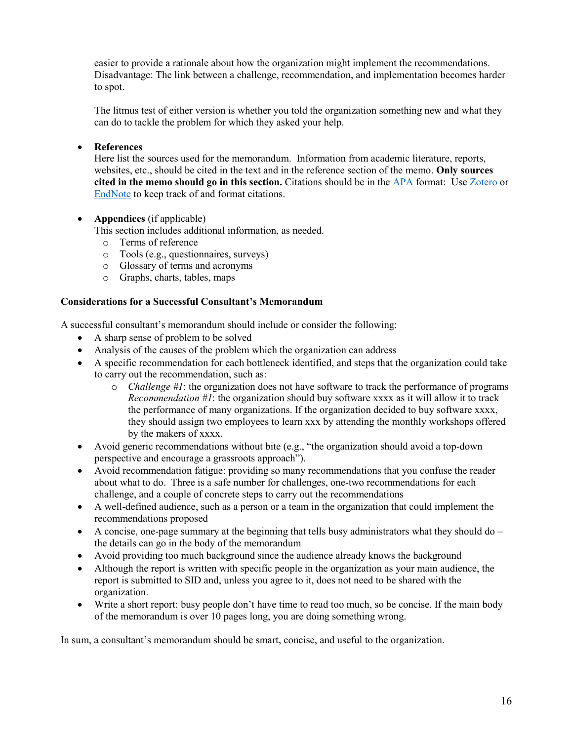easier to provide a rationale about how the organization might implement the recommendations. Disadvantage: The link between a challenge, recommendation, and implementation becomes harder to spot.

The litmus test of either version is whether you told the organization something new and what they can do to tackle the problem for which they asked your help.

- **References**
  Here list the sources used for the memorandum. Information from academic literature, reports, websites, etc., should be cited in the text and in the reference section of the memo. **Only sources cited in the memo should go in this section.** Citations should be in the APA format: Use Zotero or EndNote to keep track of and format citations.

- **Appendices** (if applicable)
  This section includes additional information, as needed.
  - Terms of reference
  - Tools (e.g., questionnaires, surveys)
  - Glossary of terms and acronyms
  - Graphs, charts, tables, maps

**Considerations for a Successful Consultant's Memorandum**

A successful consultant's memorandum should include or consider the following:

- A sharp sense of problem to be solved
- Analysis of the causes of the problem which the organization can address
- A specific recommendation for each bottleneck identified, and steps that the organization could take to carry out the recommendation, such as:
  - *Challenge #1*: the organization does not have software to track the performance of programs *Recommendation #1*: the organization should buy software xxxx as it will allow it to track the performance of many organizations. If the organization decided to buy software xxxx, they should assign two employees to learn xxx by attending the monthly workshops offered by the makers of xxxx.
- Avoid generic recommendations without bite (e.g., "the organization should avoid a top-down perspective and encourage a grassroots approach").
- Avoid recommendation fatigue: providing so many recommendations that you confuse the reader about what to do. Three is a safe number for challenges, one-two recommendations for each challenge, and a couple of concrete steps to carry out the recommendations
- A well-defined audience, such as a person or a team in the organization that could implement the recommendations proposed
- A concise, one-page summary at the beginning that tells busy administrators what they should do – the details can go in the body of the memorandum
- Avoid providing too much background since the audience already knows the background
- Although the report is written with specific people in the organization as your main audience, the report is submitted to SID and, unless you agree to it, does not need to be shared with the organization.
- Write a short report: busy people don't have time to read too much, so be concise. If the main body of the memorandum is over 10 pages long, you are doing something wrong.

In sum, a consultant's memorandum should be smart, concise, and useful to the organization.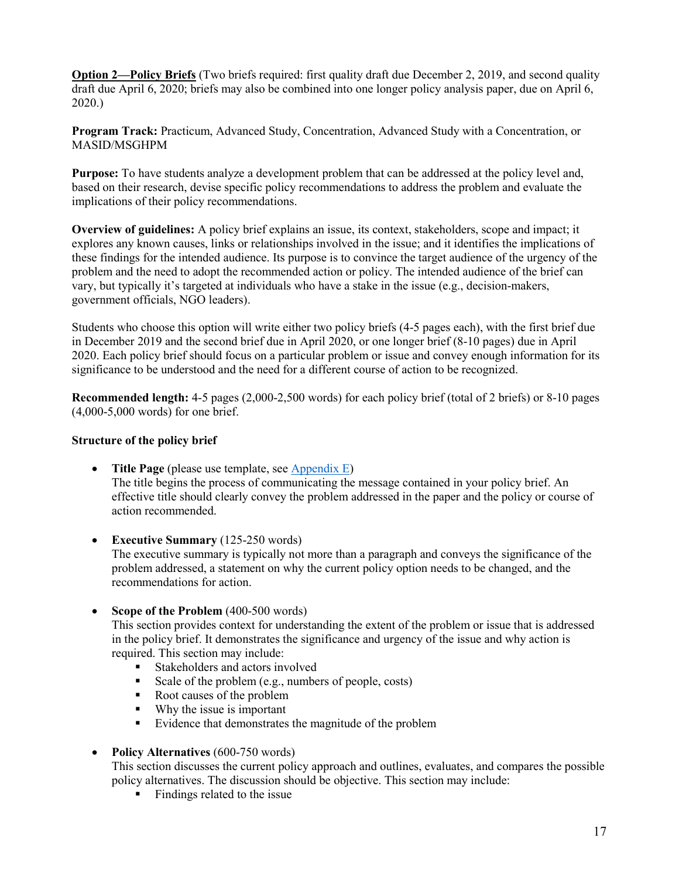**<u>Option 2—Policy Briefs</u>** (Two briefs required: first quality draft due December 2, 2019, and second quality draft due April 6, 2020; briefs may also be combined into one longer policy analysis paper, due on April 6, 2020.)

**Program Track:** Practicum, Advanced Study, Concentration, Advanced Study with a Concentration, or MASID/MSGHPM

**Purpose:** To have students analyze a development problem that can be addressed at the policy level and, based on their research, devise specific policy recommendations to address the problem and evaluate the implications of their policy recommendations.

**Overview of guidelines:** A policy brief explains an issue, its context, stakeholders, scope and impact; it explores any known causes, links or relationships involved in the issue; and it identifies the implications of these findings for the intended audience. Its purpose is to convince the target audience of the urgency of the problem and the need to adopt the recommended action or policy. The intended audience of the brief can vary, but typically it's targeted at individuals who have a stake in the issue (e.g., decision-makers, government officials, NGO leaders).

Students who choose this option will write either two policy briefs (4-5 pages each), with the first brief due in December 2019 and the second brief due in April 2020, or one longer brief (8-10 pages) due in April 2020. Each policy brief should focus on a particular problem or issue and convey enough information for its significance to be understood and the need for a different course of action to be recognized.

**Recommended length:** 4-5 pages (2,000-2,500 words) for each policy brief (total of 2 briefs) or 8-10 pages (4,000-5,000 words) for one brief.

**Structure of the policy brief**

- **Title Page** (please use template, see Appendix E)
  The title begins the process of communicating the message contained in your policy brief. An effective title should clearly convey the problem addressed in the paper and the policy or course of action recommended.

- **Executive Summary** (125-250 words)
  The executive summary is typically not more than a paragraph and conveys the significance of the problem addressed, a statement on why the current policy option needs to be changed, and the recommendations for action.

- **Scope of the Problem** (400-500 words)
  This section provides context for understanding the extent of the problem or issue that is addressed in the policy brief. It demonstrates the significance and urgency of the issue and why action is required. This section may include:
  - Stakeholders and actors involved
  - Scale of the problem (e.g., numbers of people, costs)
  - Root causes of the problem
  - Why the issue is important
  - Evidence that demonstrates the magnitude of the problem

- **Policy Alternatives** (600-750 words)
  This section discusses the current policy approach and outlines, evaluates, and compares the possible policy alternatives. The discussion should be objective. This section may include:
  - Findings related to the issue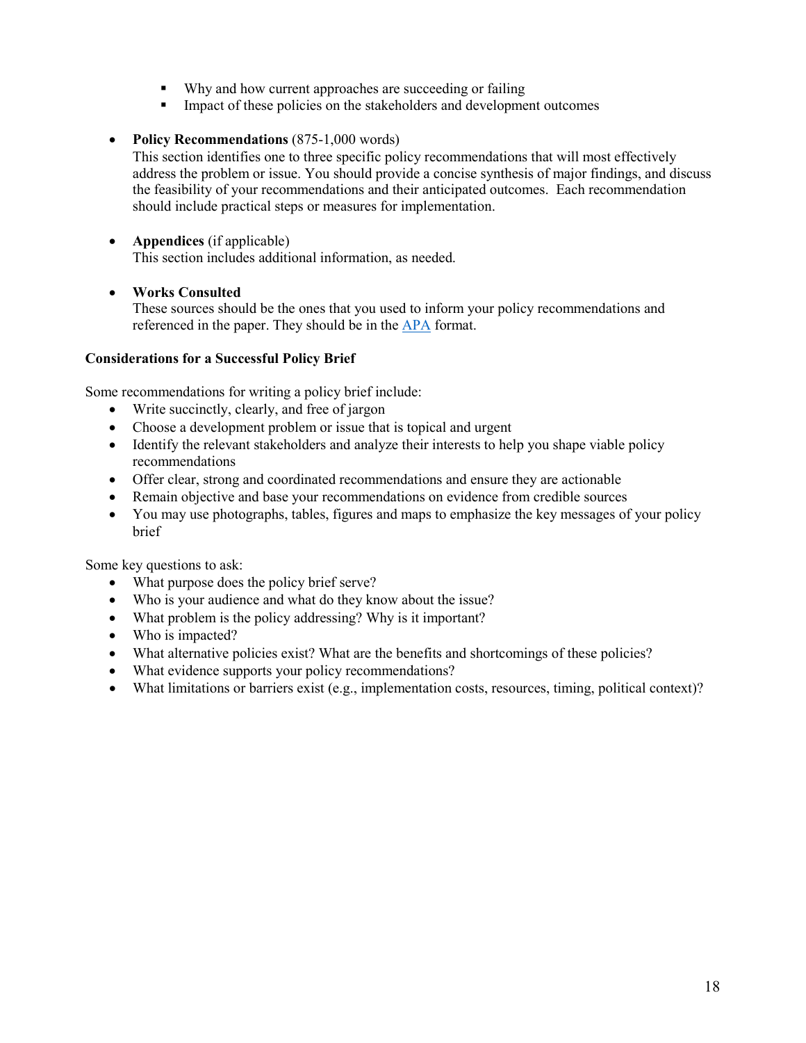- Why and how current approaches are succeeding or failing
    - Impact of these policies on the stakeholders and development outcomes

- **Policy Recommendations** (875-1,000 words)
  This section identifies one to three specific policy recommendations that will most effectively address the problem or issue. You should provide a concise synthesis of major findings, and discuss the feasibility of your recommendations and their anticipated outcomes. Each recommendation should include practical steps or measures for implementation.

- **Appendices** (if applicable)
  This section includes additional information, as needed.

- **Works Consulted**
  These sources should be the ones that you used to inform your policy recommendations and referenced in the paper. They should be in the APA format.

**Considerations for a Successful Policy Brief**

Some recommendations for writing a policy brief include:

- Write succinctly, clearly, and free of jargon
- Choose a development problem or issue that is topical and urgent
- Identify the relevant stakeholders and analyze their interests to help you shape viable policy recommendations
- Offer clear, strong and coordinated recommendations and ensure they are actionable
- Remain objective and base your recommendations on evidence from credible sources
- You may use photographs, tables, figures and maps to emphasize the key messages of your policy brief

Some key questions to ask:

- What purpose does the policy brief serve?
- Who is your audience and what do they know about the issue?
- What problem is the policy addressing? Why is it important?
- Who is impacted?
- What alternative policies exist? What are the benefits and shortcomings of these policies?
- What evidence supports your policy recommendations?
- What limitations or barriers exist (e.g., implementation costs, resources, timing, political context)?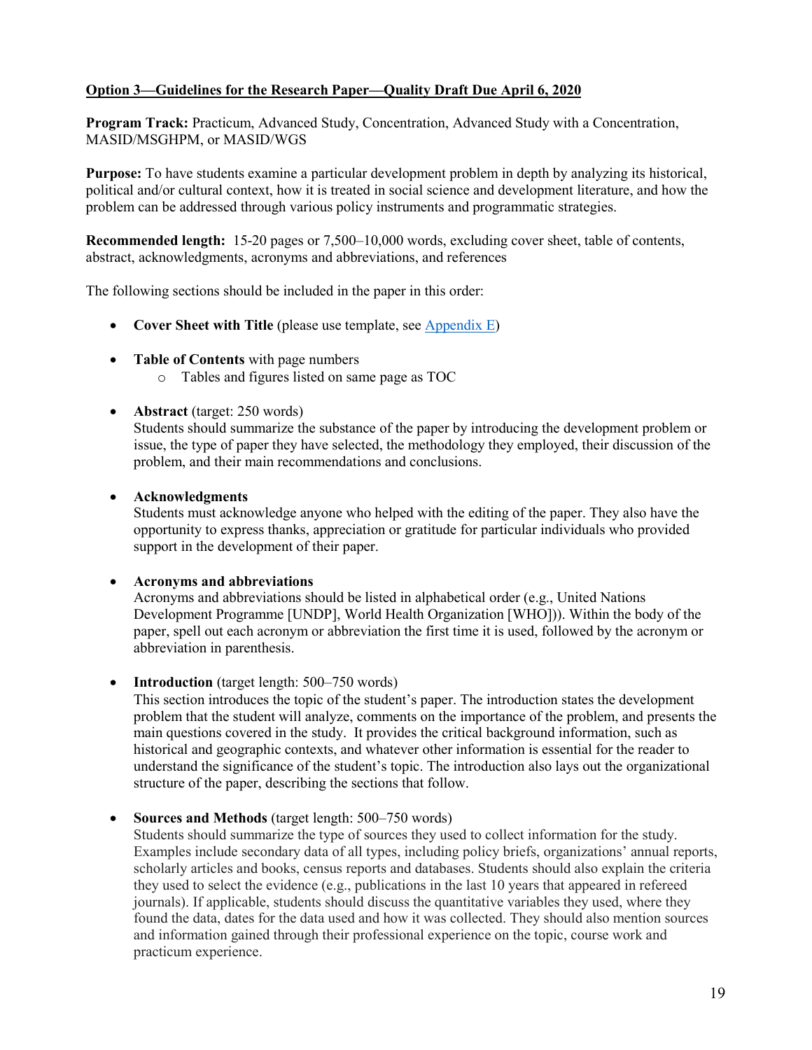**Option 3—Guidelines for the Research Paper—Quality Draft Due April 6, 2020**

**Program Track:** Practicum, Advanced Study, Concentration, Advanced Study with a Concentration, MASID/MSGHPM, or MASID/WGS

**Purpose:** To have students examine a particular development problem in depth by analyzing its historical, political and/or cultural context, how it is treated in social science and development literature, and how the problem can be addressed through various policy instruments and programmatic strategies.

**Recommended length:** 15-20 pages or 7,500–10,000 words, excluding cover sheet, table of contents, abstract, acknowledgments, acronyms and abbreviations, and references

The following sections should be included in the paper in this order:

- **Cover Sheet with Title** (please use template, see Appendix E)
- **Table of Contents** with page numbers
  - Tables and figures listed on same page as TOC
- **Abstract** (target: 250 words)
  Students should summarize the substance of the paper by introducing the development problem or issue, the type of paper they have selected, the methodology they employed, their discussion of the problem, and their main recommendations and conclusions.
- **Acknowledgments**
  Students must acknowledge anyone who helped with the editing of the paper. They also have the opportunity to express thanks, appreciation or gratitude for particular individuals who provided support in the development of their paper.
- **Acronyms and abbreviations**
  Acronyms and abbreviations should be listed in alphabetical order (e.g., United Nations Development Programme [UNDP], World Health Organization [WHO]). Within the body of the paper, spell out each acronym or abbreviation the first time it is used, followed by the acronym or abbreviation in parenthesis.
- **Introduction** (target length: 500–750 words)
  This section introduces the topic of the student's paper. The introduction states the development problem that the student will analyze, comments on the importance of the problem, and presents the main questions covered in the study. It provides the critical background information, such as historical and geographic contexts, and whatever other information is essential for the reader to understand the significance of the student's topic. The introduction also lays out the organizational structure of the paper, describing the sections that follow.
- **Sources and Methods** (target length: 500–750 words)
  Students should summarize the type of sources they used to collect information for the study. Examples include secondary data of all types, including policy briefs, organizations' annual reports, scholarly articles and books, census reports and databases. Students should also explain the criteria they used to select the evidence (e.g., publications in the last 10 years that appeared in refereed journals). If applicable, students should discuss the quantitative variables they used, where they found the data, dates for the data used and how it was collected. They should also mention sources and information gained through their professional experience on the topic, course work and practicum experience.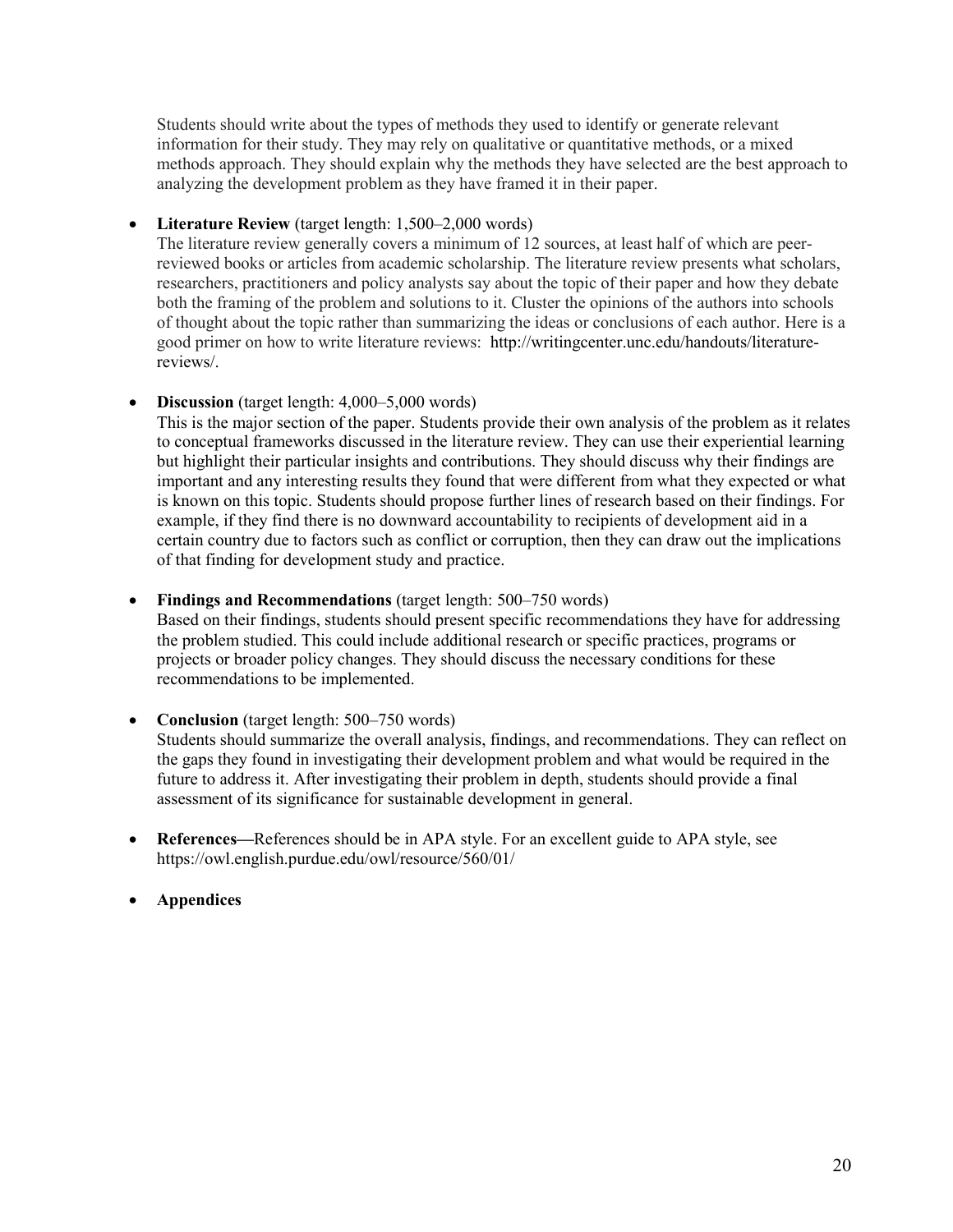Students should write about the types of methods they used to identify or generate relevant information for their study. They may rely on qualitative or quantitative methods, or a mixed methods approach. They should explain why the methods they have selected are the best approach to analyzing the development problem as they have framed it in their paper.

- **Literature Review** (target length: 1,500–2,000 words)
  The literature review generally covers a minimum of 12 sources, at least half of which are peer-reviewed books or articles from academic scholarship. The literature review presents what scholars, researchers, practitioners and policy analysts say about the topic of their paper and how they debate both the framing of the problem and solutions to it. Cluster the opinions of the authors into schools of thought about the topic rather than summarizing the ideas or conclusions of each author. Here is a good primer on how to write literature reviews: http://writingcenter.unc.edu/handouts/literature-reviews/.

- **Discussion** (target length: 4,000–5,000 words)
  This is the major section of the paper. Students provide their own analysis of the problem as it relates to conceptual frameworks discussed in the literature review. They can use their experiential learning but highlight their particular insights and contributions. They should discuss why their findings are important and any interesting results they found that were different from what they expected or what is known on this topic. Students should propose further lines of research based on their findings. For example, if they find there is no downward accountability to recipients of development aid in a certain country due to factors such as conflict or corruption, then they can draw out the implications of that finding for development study and practice.

- **Findings and Recommendations** (target length: 500–750 words)
  Based on their findings, students should present specific recommendations they have for addressing the problem studied. This could include additional research or specific practices, programs or projects or broader policy changes. They should discuss the necessary conditions for these recommendations to be implemented.

- **Conclusion** (target length: 500–750 words)
  Students should summarize the overall analysis, findings, and recommendations. They can reflect on the gaps they found in investigating their development problem and what would be required in the future to address it. After investigating their problem in depth, students should provide a final assessment of its significance for sustainable development in general.

- **References—**References should be in APA style. For an excellent guide to APA style, see https://owl.english.purdue.edu/owl/resource/560/01/

- **Appendices**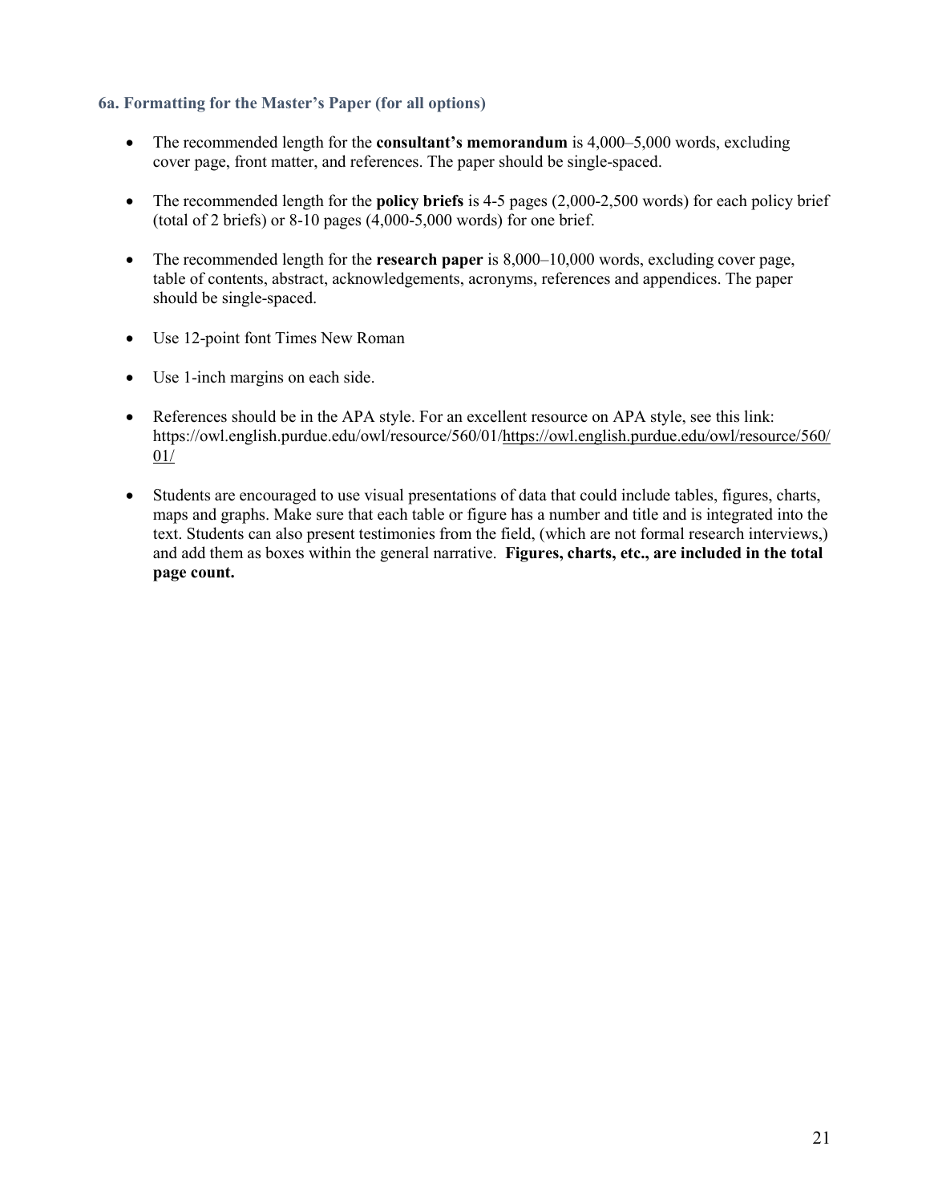### 6a. Formatting for the Master's Paper (for all options)

- The recommended length for the **consultant's memorandum** is 4,000–5,000 words, excluding cover page, front matter, and references. The paper should be single-spaced.
- The recommended length for the **policy briefs** is 4-5 pages (2,000-2,500 words) for each policy brief (total of 2 briefs) or 8-10 pages (4,000-5,000 words) for one brief.
- The recommended length for the **research paper** is 8,000–10,000 words, excluding cover page, table of contents, abstract, acknowledgements, acronyms, references and appendices. The paper should be single-spaced.
- Use 12-point font Times New Roman
- Use 1-inch margins on each side.
- References should be in the APA style. For an excellent resource on APA style, see this link: https://owl.english.purdue.edu/owl/resource/560/01/https://owl.english.purdue.edu/owl/resource/560/01/
- Students are encouraged to use visual presentations of data that could include tables, figures, charts, maps and graphs. Make sure that each table or figure has a number and title and is integrated into the text. Students can also present testimonies from the field, (which are not formal research interviews,) and add them as boxes within the general narrative. **Figures, charts, etc., are included in the total page count.**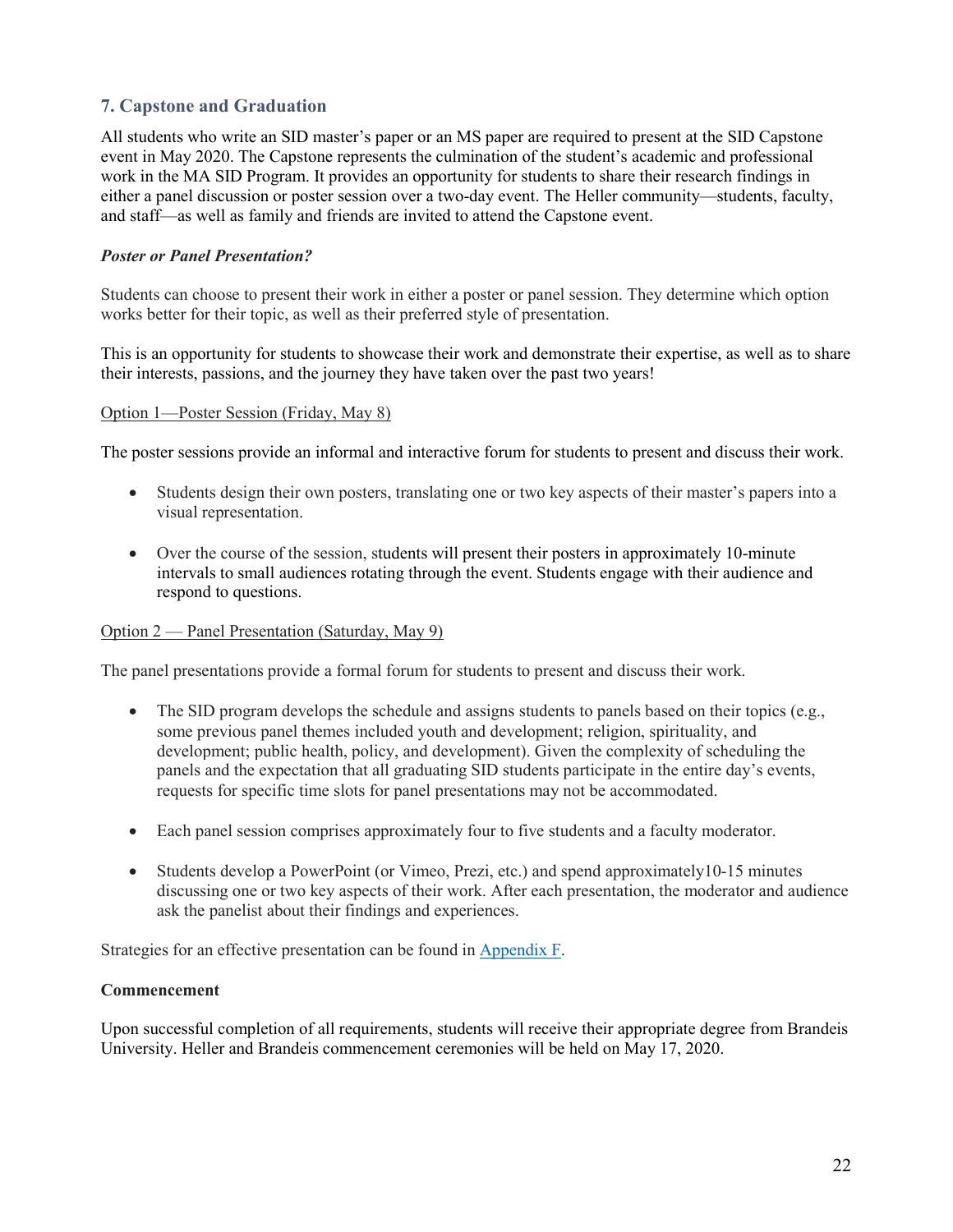## 7. Capstone and Graduation

All students who write an SID master's paper or an MS paper are required to present at the SID Capstone event in May 2020. The Capstone represents the culmination of the student's academic and professional work in the MA SID Program. It provides an opportunity for students to share their research findings in either a panel discussion or poster session over a two-day event. The Heller community—students, faculty, and staff—as well as family and friends are invited to attend the Capstone event.

### *Poster or Panel Presentation?*

Students can choose to present their work in either a poster or panel session. They determine which option works better for their topic, as well as their preferred style of presentation.

This is an opportunity for students to showcase their work and demonstrate their expertise, as well as to share their interests, passions, and the journey they have taken over the past two years!

Option 1—Poster Session (Friday, May 8)

The poster sessions provide an informal and interactive forum for students to present and discuss their work.

- Students design their own posters, translating one or two key aspects of their master's papers into a visual representation.
- Over the course of the session, students will present their posters in approximately 10-minute intervals to small audiences rotating through the event. Students engage with their audience and respond to questions.

Option 2 — Panel Presentation (Saturday, May 9)

The panel presentations provide a formal forum for students to present and discuss their work.

- The SID program develops the schedule and assigns students to panels based on their topics (e.g., some previous panel themes included youth and development; religion, spirituality, and development; public health, policy, and development). Given the complexity of scheduling the panels and the expectation that all graduating SID students participate in the entire day's events, requests for specific time slots for panel presentations may not be accommodated.
- Each panel session comprises approximately four to five students and a faculty moderator.
- Students develop a PowerPoint (or Vimeo, Prezi, etc.) and spend approximately10-15 minutes discussing one or two key aspects of their work. After each presentation, the moderator and audience ask the panelist about their findings and experiences.

Strategies for an effective presentation can be found in Appendix F.

**Commencement**

Upon successful completion of all requirements, students will receive their appropriate degree from Brandeis University. Heller and Brandeis commencement ceremonies will be held on May 17, 2020.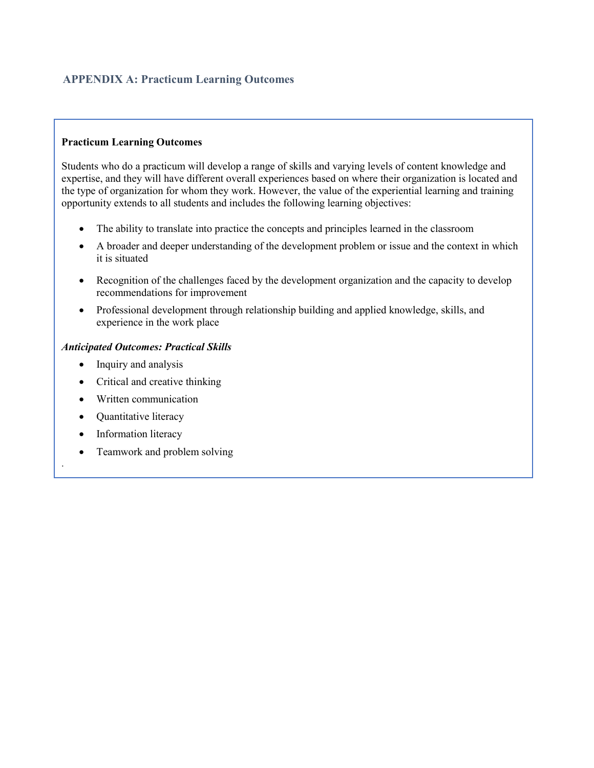## APPENDIX A: Practicum Learning Outcomes

**Practicum Learning Outcomes**

Students who do a practicum will develop a range of skills and varying levels of content knowledge and expertise, and they will have different overall experiences based on where their organization is located and the type of organization for whom they work. However, the value of the experiential learning and training opportunity extends to all students and includes the following learning objectives:

- The ability to translate into practice the concepts and principles learned in the classroom
- A broader and deeper understanding of the development problem or issue and the context in which it is situated
- Recognition of the challenges faced by the development organization and the capacity to develop recommendations for improvement
- Professional development through relationship building and applied knowledge, skills, and experience in the work place

***Anticipated Outcomes: Practical Skills***

- Inquiry and analysis
- Critical and creative thinking
- Written communication
- Quantitative literacy
- Information literacy
- Teamwork and problem solving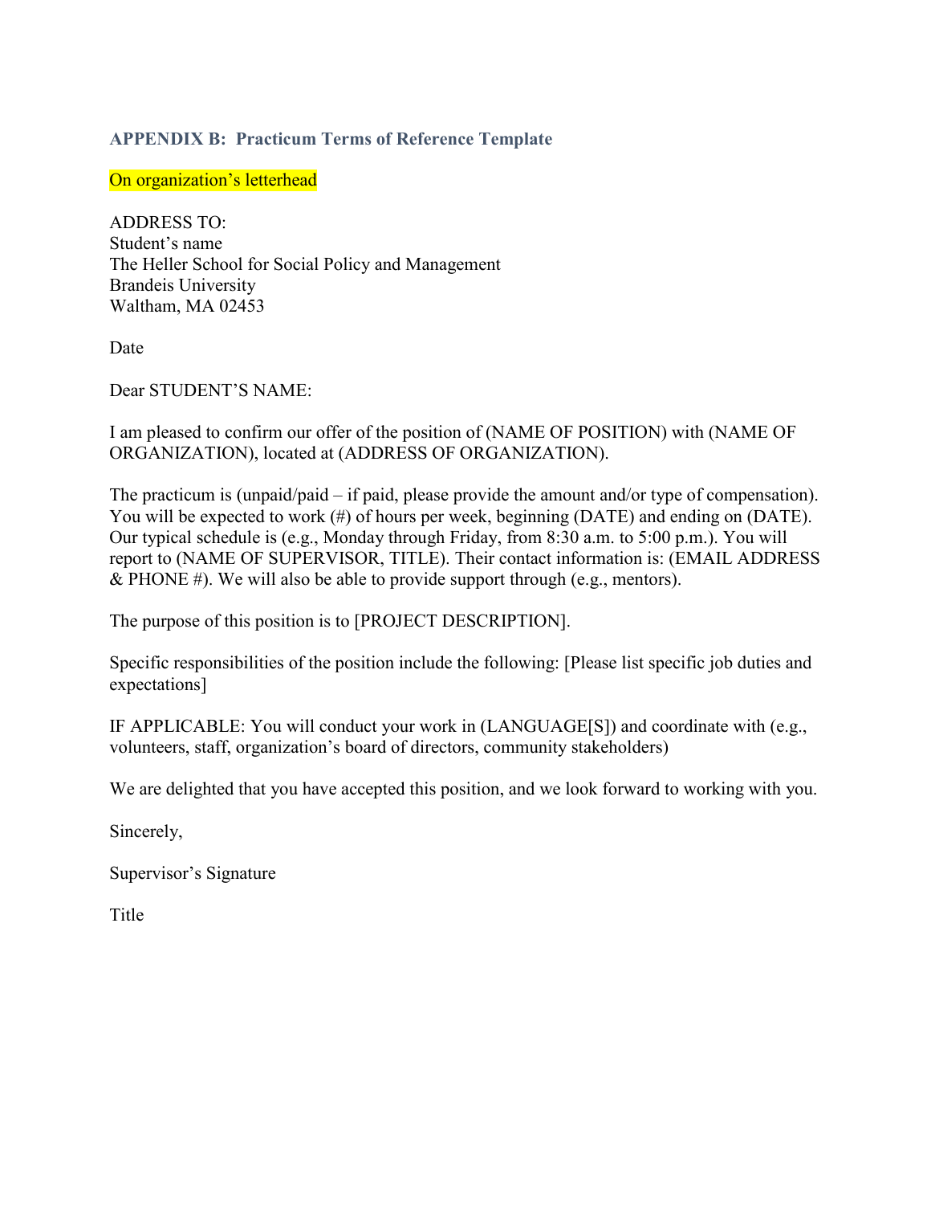### APPENDIX B: Practicum Terms of Reference Template

On organization's letterhead

ADDRESS TO:
Student's name
The Heller School for Social Policy and Management
Brandeis University
Waltham, MA 02453

Date

Dear STUDENT'S NAME:

I am pleased to confirm our offer of the position of (NAME OF POSITION) with (NAME OF ORGANIZATION), located at (ADDRESS OF ORGANIZATION).

The practicum is (unpaid/paid – if paid, please provide the amount and/or type of compensation). You will be expected to work (#) of hours per week, beginning (DATE) and ending on (DATE). Our typical schedule is (e.g., Monday through Friday, from 8:30 a.m. to 5:00 p.m.). You will report to (NAME OF SUPERVISOR, TITLE). Their contact information is: (EMAIL ADDRESS & PHONE #). We will also be able to provide support through (e.g., mentors).

The purpose of this position is to [PROJECT DESCRIPTION].

Specific responsibilities of the position include the following: [Please list specific job duties and expectations]

IF APPLICABLE: You will conduct your work in (LANGUAGE[S]) and coordinate with (e.g., volunteers, staff, organization's board of directors, community stakeholders)

We are delighted that you have accepted this position, and we look forward to working with you.

Sincerely,

Supervisor's Signature

Title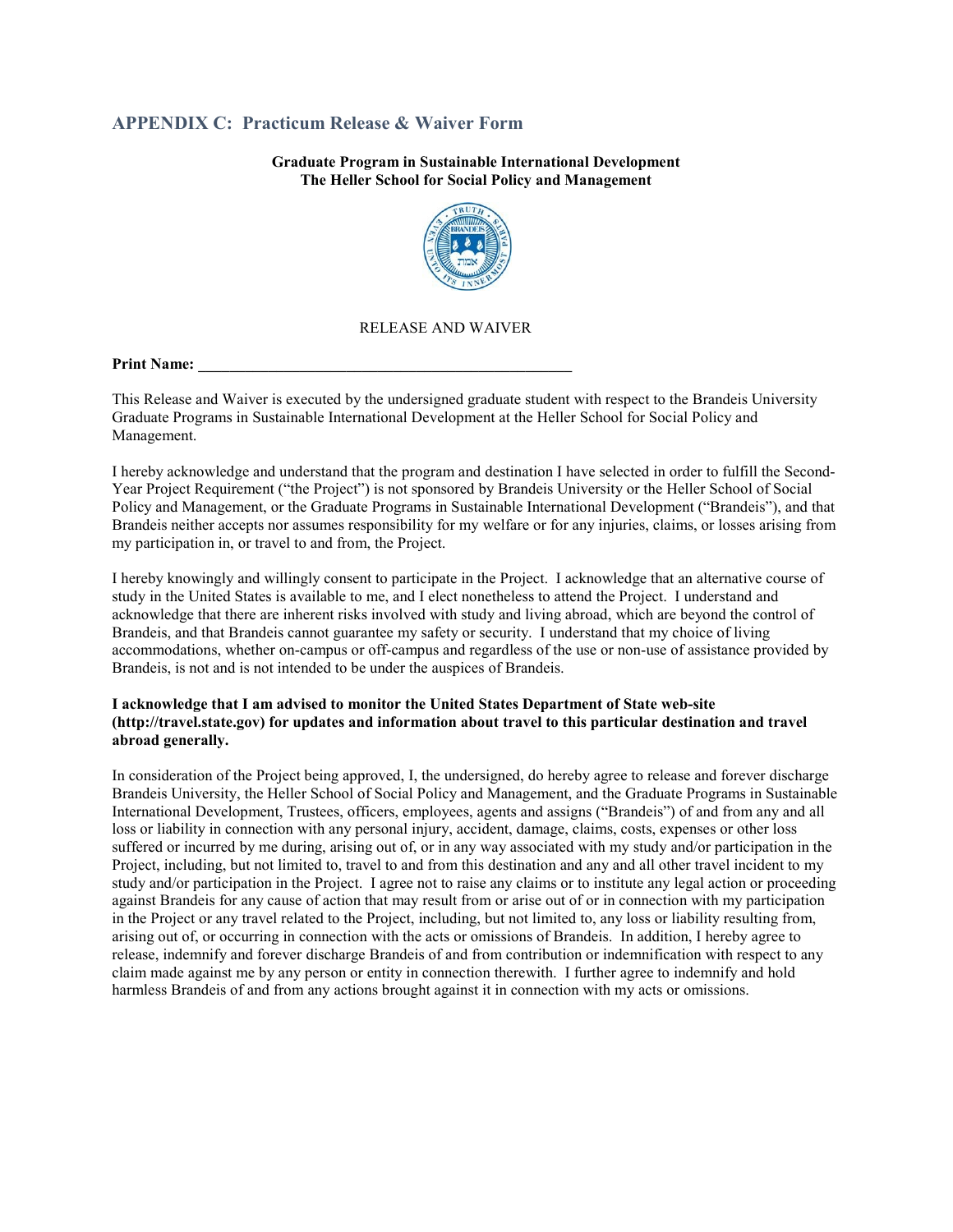## APPENDIX C: Practicum Release & Waiver Form

**Graduate Program in Sustainable International Development**
**The Heller School for Social Policy and Management**

RELEASE AND WAIVER

**Print Name: \_\_\_\_\_\_\_\_\_\_\_\_\_\_\_\_\_\_\_\_\_\_\_\_\_\_\_\_\_\_\_\_\_\_\_\_\_\_\_\_\_\_\_\_\_\_\_\_**

This Release and Waiver is executed by the undersigned graduate student with respect to the Brandeis University Graduate Programs in Sustainable International Development at the Heller School for Social Policy and Management.

I hereby acknowledge and understand that the program and destination I have selected in order to fulfill the Second-Year Project Requirement ("the Project") is not sponsored by Brandeis University or the Heller School of Social Policy and Management, or the Graduate Programs in Sustainable International Development ("Brandeis"), and that Brandeis neither accepts nor assumes responsibility for my welfare or for any injuries, claims, or losses arising from my participation in, or travel to and from, the Project.

I hereby knowingly and willingly consent to participate in the Project. I acknowledge that an alternative course of study in the United States is available to me, and I elect nonetheless to attend the Project. I understand and acknowledge that there are inherent risks involved with study and living abroad, which are beyond the control of Brandeis, and that Brandeis cannot guarantee my safety or security. I understand that my choice of living accommodations, whether on-campus or off-campus and regardless of the use or non-use of assistance provided by Brandeis, is not and is not intended to be under the auspices of Brandeis.

**I acknowledge that I am advised to monitor the United States Department of State web-site (http://travel.state.gov) for updates and information about travel to this particular destination and travel abroad generally.**

In consideration of the Project being approved, I, the undersigned, do hereby agree to release and forever discharge Brandeis University, the Heller School of Social Policy and Management, and the Graduate Programs in Sustainable International Development, Trustees, officers, employees, agents and assigns ("Brandeis") of and from any and all loss or liability in connection with any personal injury, accident, damage, claims, costs, expenses or other loss suffered or incurred by me during, arising out of, or in any way associated with my study and/or participation in the Project, including, but not limited to, travel to and from this destination and any and all other travel incident to my study and/or participation in the Project. I agree not to raise any claims or to institute any legal action or proceeding against Brandeis for any cause of action that may result from or arise out of or in connection with my participation in the Project or any travel related to the Project, including, but not limited to, any loss or liability resulting from, arising out of, or occurring in connection with the acts or omissions of Brandeis. In addition, I hereby agree to release, indemnify and forever discharge Brandeis of and from contribution or indemnification with respect to any claim made against me by any person or entity in connection therewith. I further agree to indemnify and hold harmless Brandeis of and from any actions brought against it in connection with my acts or omissions.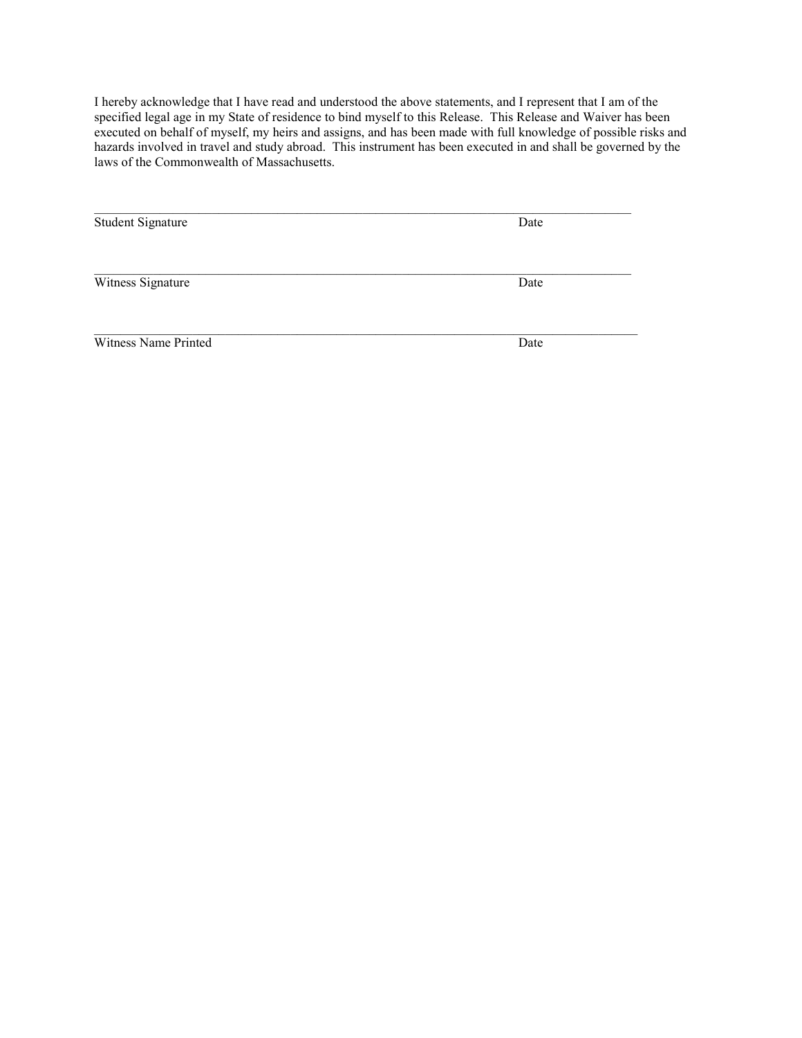I hereby acknowledge that I have read and understood the above statements, and I represent that I am of the specified legal age in my State of residence to bind myself to this Release. This Release and Waiver has been executed on behalf of myself, my heirs and assigns, and has been made with full knowledge of possible risks and hazards involved in travel and study abroad. This instrument has been executed in and shall be governed by the laws of the Commonwealth of Massachusetts.

\_\_\_\_\_\_\_\_\_\_\_\_\_\_\_\_\_\_\_\_\_\_\_\_\_\_\_\_\_\_\_\_\_\_\_\_\_\_\_\_\_\_\_\_\_\_\_\_\_\_\_\_\_\_\_\_\_\_\_\_\_\_\_\_\_\_\_\_\_\_\_\_\_\_\_\_\_\_\_\_\_\_\_\_

Student Signature Date

\_\_\_\_\_\_\_\_\_\_\_\_\_\_\_\_\_\_\_\_\_\_\_\_\_\_\_\_\_\_\_\_\_\_\_\_\_\_\_\_\_\_\_\_\_\_\_\_\_\_\_\_\_\_\_\_\_\_\_\_\_\_\_\_\_\_\_\_\_\_\_\_\_\_\_\_\_\_\_\_\_\_\_\_

Witness Signature Date

\_\_\_\_\_\_\_\_\_\_\_\_\_\_\_\_\_\_\_\_\_\_\_\_\_\_\_\_\_\_\_\_\_\_\_\_\_\_\_\_\_\_\_\_\_\_\_\_\_\_\_\_\_\_\_\_\_\_\_\_\_\_\_\_\_\_\_\_\_\_\_\_\_\_\_\_\_\_\_\_\_\_\_\_

Witness Name Printed Date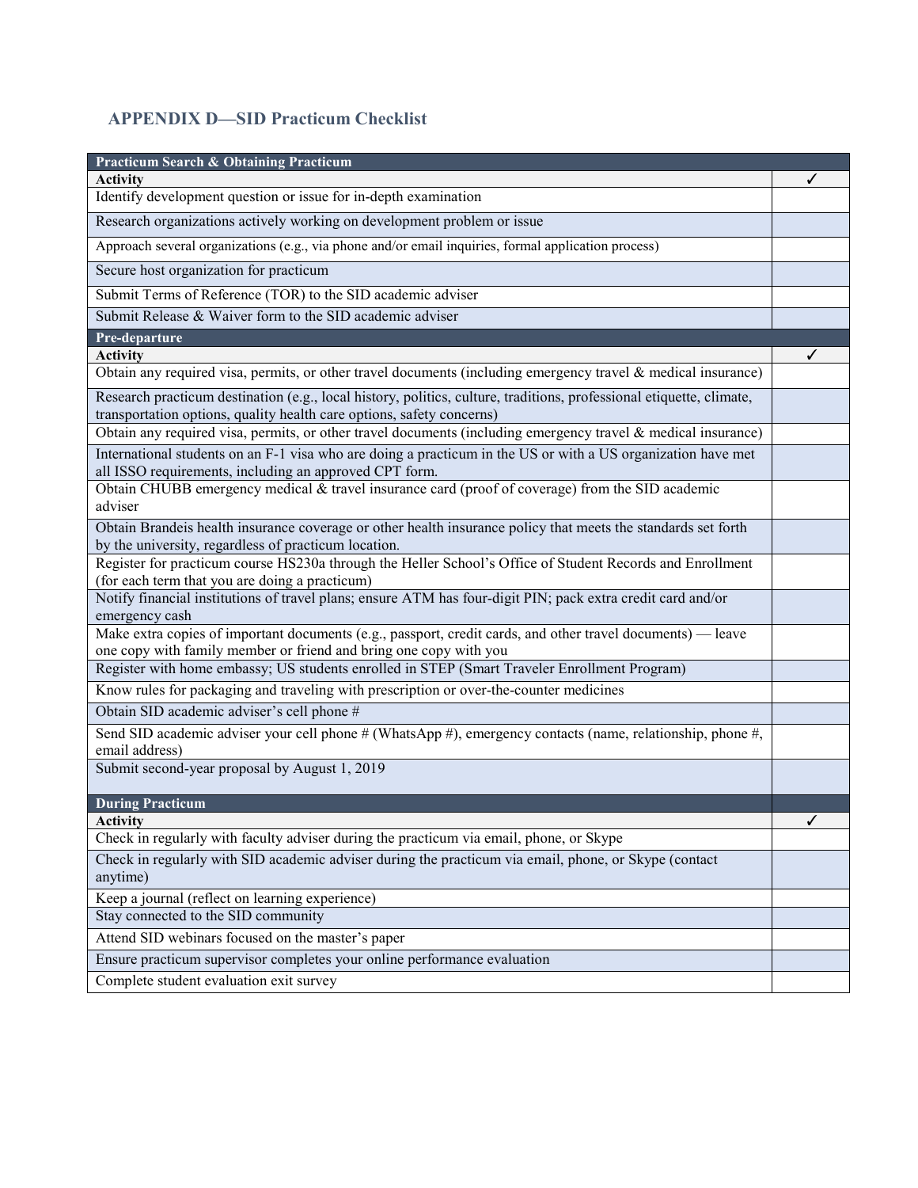## APPENDIX D—SID Practicum Checklist

| Practicum Search & Obtaining Practicum | |
|---|---|
| **Activity** | ✓ |
| Identify development question or issue for in-depth examination | |
| Research organizations actively working on development problem or issue | |
| Approach several organizations (e.g., via phone and/or email inquiries, formal application process) | |
| Secure host organization for practicum | |
| Submit Terms of Reference (TOR) to the SID academic adviser | |
| Submit Release & Waiver form to the SID academic adviser | |
| **Pre-departure** | |
| **Activity** | ✓ |
| Obtain any required visa, permits, or other travel documents (including emergency travel & medical insurance) | |
| Research practicum destination (e.g., local history, politics, culture, traditions, professional etiquette, climate, transportation options, quality health care options, safety concerns) | |
| Obtain any required visa, permits, or other travel documents (including emergency travel & medical insurance) | |
| International students on an F-1 visa who are doing a practicum in the US or with a US organization have met all ISSO requirements, including an approved CPT form. | |
| Obtain CHUBB emergency medical & travel insurance card (proof of coverage) from the SID academic adviser | |
| Obtain Brandeis health insurance coverage or other health insurance policy that meets the standards set forth by the university, regardless of practicum location. | |
| Register for practicum course HS230a through the Heller School's Office of Student Records and Enrollment (for each term that you are doing a practicum) | |
| Notify financial institutions of travel plans; ensure ATM has four-digit PIN; pack extra credit card and/or emergency cash | |
| Make extra copies of important documents (e.g., passport, credit cards, and other travel documents) — leave one copy with family member or friend and bring one copy with you | |
| Register with home embassy; US students enrolled in STEP (Smart Traveler Enrollment Program) | |
| Know rules for packaging and traveling with prescription or over-the-counter medicines | |
| Obtain SID academic adviser's cell phone # | |
| Send SID academic adviser your cell phone # (WhatsApp #), emergency contacts (name, relationship, phone #, email address) | |
| Submit second-year proposal by August 1, 2019 | |
| **During Practicum** | |
| **Activity** | ✓ |
| Check in regularly with faculty adviser during the practicum via email, phone, or Skype | |
| Check in regularly with SID academic adviser during the practicum via email, phone, or Skype (contact anytime) | |
| Keep a journal (reflect on learning experience) | |
| Stay connected to the SID community | |
| Attend SID webinars focused on the master's paper | |
| Ensure practicum supervisor completes your online performance evaluation | |
| Complete student evaluation exit survey | |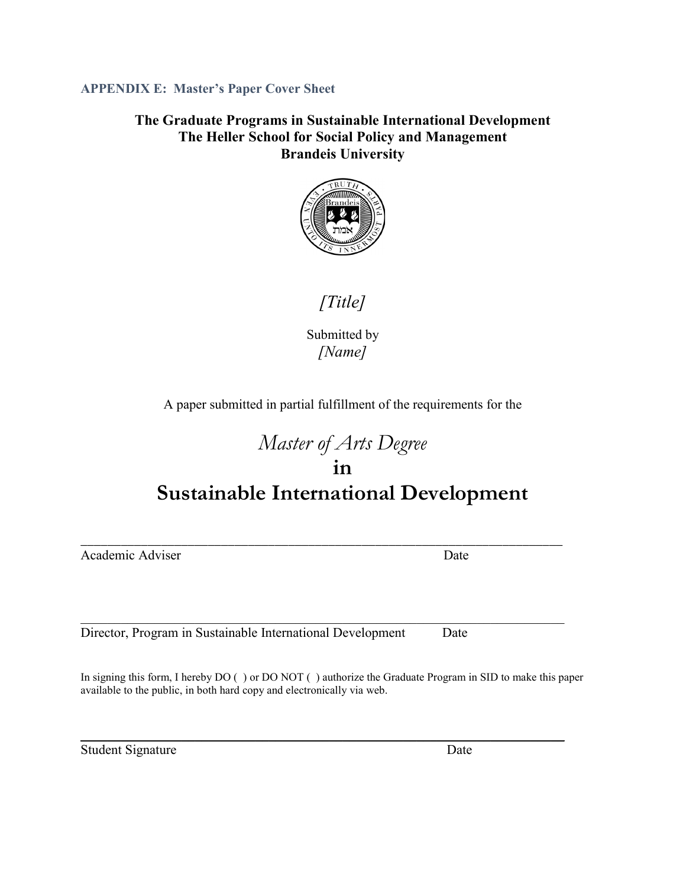**APPENDIX E: Master's Paper Cover Sheet**

**The Graduate Programs in Sustainable International Development**
**The Heller School for Social Policy and Management**
**Brandeis University**

*[Title]*

Submitted by
*[Name]*

A paper submitted in partial fulfillment of the requirements for the

*Master of Arts Degree*
**in**
**Sustainable International Development**

\_\_\_\_\_\_\_\_\_\_\_\_\_\_\_\_\_\_\_\_\_\_\_\_\_\_\_\_\_\_\_\_\_\_\_\_\_\_\_\_\_\_\_\_\_\_\_\_\_\_\_\_\_\_\_\_\_\_\_\_\_\_\_\_\_\_\_\_\_\_\_\_
Academic Adviser Date

\_\_\_\_\_\_\_\_\_\_\_\_\_\_\_\_\_\_\_\_\_\_\_\_\_\_\_\_\_\_\_\_\_\_\_\_\_\_\_\_\_\_\_\_\_\_\_\_\_\_\_\_\_\_\_\_\_\_\_\_\_\_\_\_\_\_\_\_\_\_\_\_
Director, Program in Sustainable International Development Date

In signing this form, I hereby DO ( ) or DO NOT ( ) authorize the Graduate Program in SID to make this paper available to the public, in both hard copy and electronically via web.

\_\_\_\_\_\_\_\_\_\_\_\_\_\_\_\_\_\_\_\_\_\_\_\_\_\_\_\_\_\_\_\_\_\_\_\_\_\_\_\_\_\_\_\_\_\_\_\_\_\_\_\_\_\_\_\_\_\_\_\_\_\_\_\_\_\_\_\_\_\_\_\_
Student Signature Date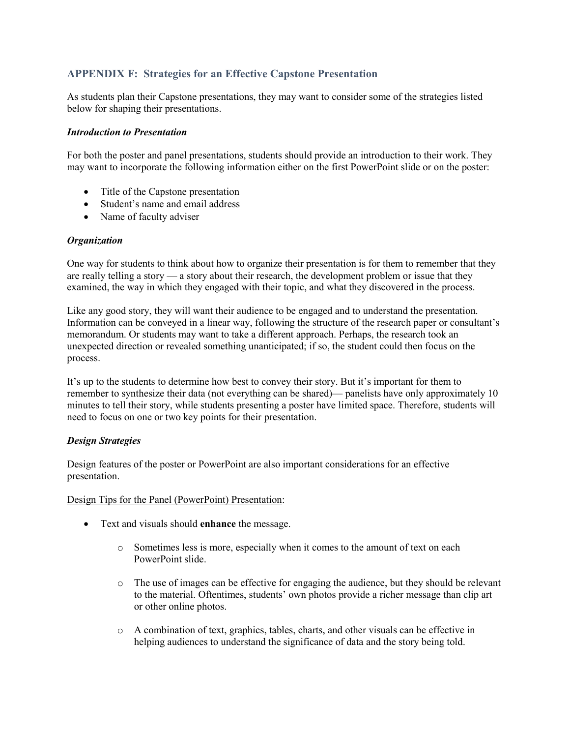## APPENDIX F: Strategies for an Effective Capstone Presentation

As students plan their Capstone presentations, they may want to consider some of the strategies listed below for shaping their presentations.

### *Introduction to Presentation*

For both the poster and panel presentations, students should provide an introduction to their work. They may want to incorporate the following information either on the first PowerPoint slide or on the poster:

- Title of the Capstone presentation
- Student's name and email address
- Name of faculty adviser

### *Organization*

One way for students to think about how to organize their presentation is for them to remember that they are really telling a story — a story about their research, the development problem or issue that they examined, the way in which they engaged with their topic, and what they discovered in the process.

Like any good story, they will want their audience to be engaged and to understand the presentation. Information can be conveyed in a linear way, following the structure of the research paper or consultant's memorandum. Or students may want to take a different approach. Perhaps, the research took an unexpected direction or revealed something unanticipated; if so, the student could then focus on the process.

It's up to the students to determine how best to convey their story. But it's important for them to remember to synthesize their data (not everything can be shared)— panelists have only approximately 10 minutes to tell their story, while students presenting a poster have limited space. Therefore, students will need to focus on one or two key points for their presentation.

### *Design Strategies*

Design features of the poster or PowerPoint are also important considerations for an effective presentation.

<u>Design Tips for the Panel (PowerPoint) Presentation</u>:

- Text and visuals should **enhance** the message.
  - Sometimes less is more, especially when it comes to the amount of text on each PowerPoint slide.
  - The use of images can be effective for engaging the audience, but they should be relevant to the material. Oftentimes, students' own photos provide a richer message than clip art or other online photos.
  - A combination of text, graphics, tables, charts, and other visuals can be effective in helping audiences to understand the significance of data and the story being told.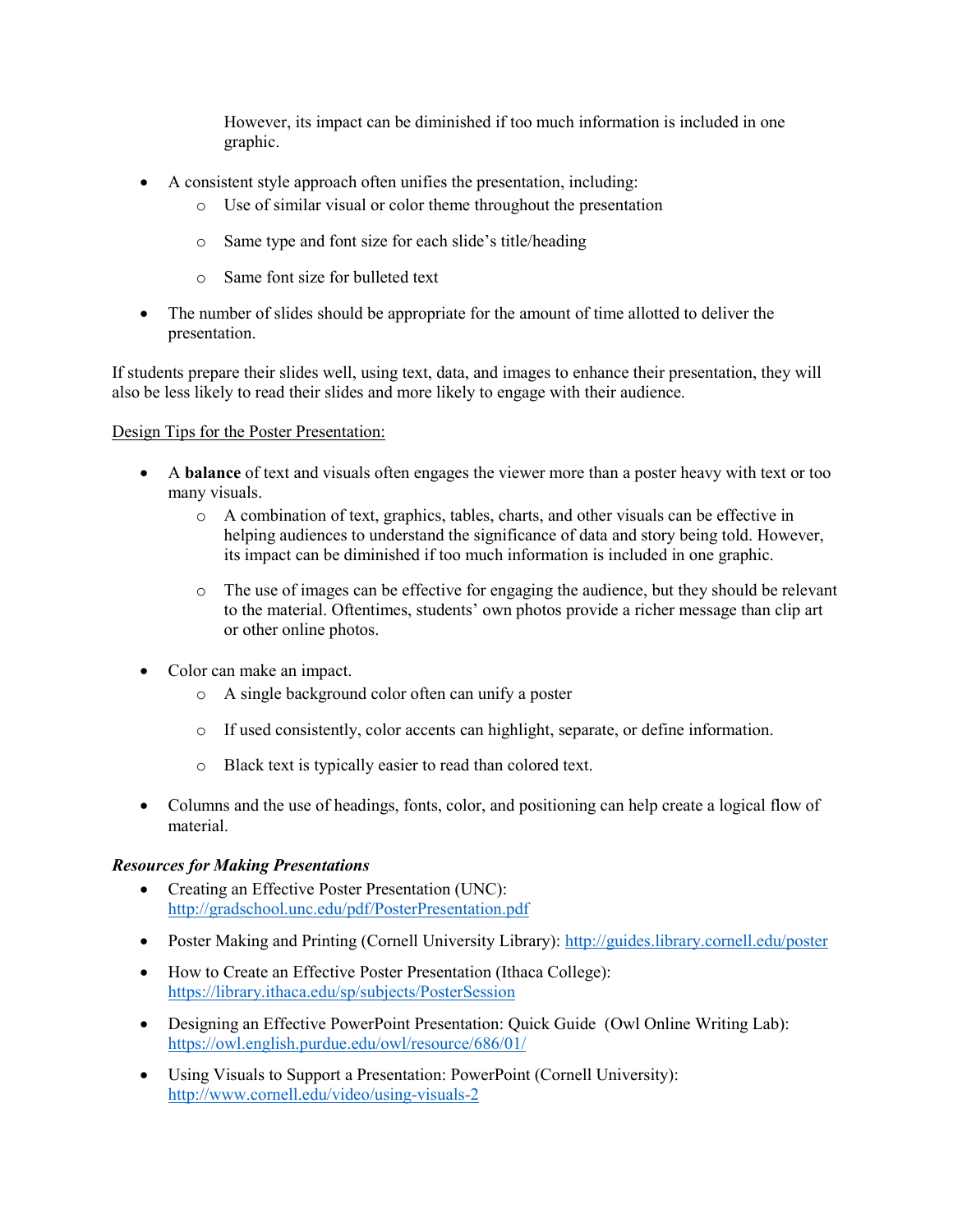However, its impact can be diminished if too much information is included in one graphic.

- A consistent style approach often unifies the presentation, including:
    - Use of similar visual or color theme throughout the presentation
    - Same type and font size for each slide's title/heading
    - Same font size for bulleted text
- The number of slides should be appropriate for the amount of time allotted to deliver the presentation.

If students prepare their slides well, using text, data, and images to enhance their presentation, they will also be less likely to read their slides and more likely to engage with their audience.

<u>Design Tips for the Poster Presentation:</u>

- A **balance** of text and visuals often engages the viewer more than a poster heavy with text or too many visuals.
    - A combination of text, graphics, tables, charts, and other visuals can be effective in helping audiences to understand the significance of data and story being told. However, its impact can be diminished if too much information is included in one graphic.
    - The use of images can be effective for engaging the audience, but they should be relevant to the material. Oftentimes, students' own photos provide a richer message than clip art or other online photos.
- Color can make an impact.
    - A single background color often can unify a poster
    - If used consistently, color accents can highlight, separate, or define information.
    - Black text is typically easier to read than colored text.
- Columns and the use of headings, fonts, color, and positioning can help create a logical flow of material.

***Resources for Making Presentations***

- Creating an Effective Poster Presentation (UNC): http://gradschool.unc.edu/pdf/PosterPresentation.pdf
- Poster Making and Printing (Cornell University Library): http://guides.library.cornell.edu/poster
- How to Create an Effective Poster Presentation (Ithaca College): https://library.ithaca.edu/sp/subjects/PosterSession
- Designing an Effective PowerPoint Presentation: Quick Guide (Owl Online Writing Lab): https://owl.english.purdue.edu/owl/resource/686/01/
- Using Visuals to Support a Presentation: PowerPoint (Cornell University): http://www.cornell.edu/video/using-visuals-2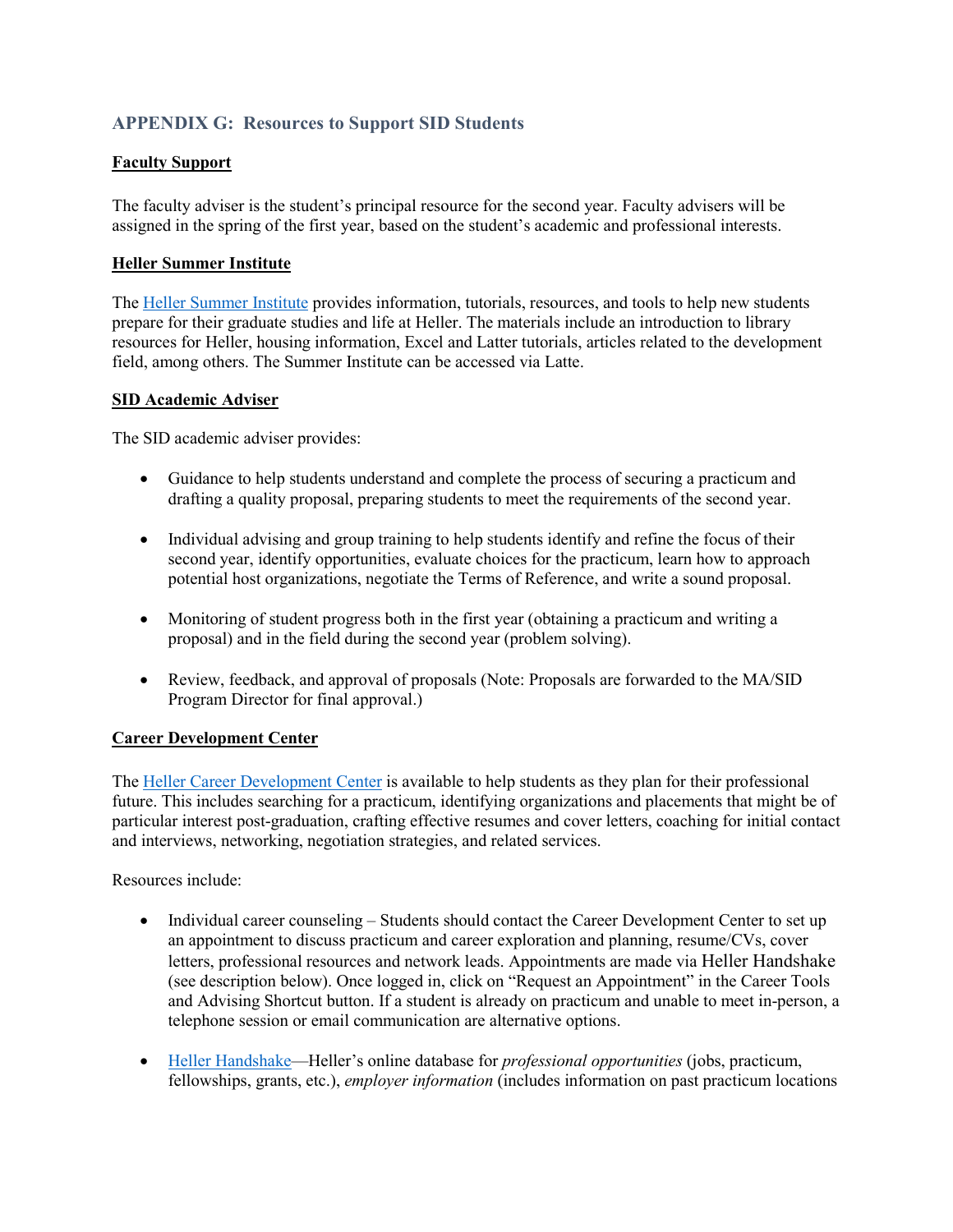## APPENDIX G: Resources to Support SID Students

**Faculty Support**

The faculty adviser is the student's principal resource for the second year. Faculty advisers will be assigned in the spring of the first year, based on the student's academic and professional interests.

**Heller Summer Institute**

The Heller Summer Institute provides information, tutorials, resources, and tools to help new students prepare for their graduate studies and life at Heller. The materials include an introduction to library resources for Heller, housing information, Excel and Latter tutorials, articles related to the development field, among others. The Summer Institute can be accessed via Latte.

**SID Academic Adviser**

The SID academic adviser provides:

- Guidance to help students understand and complete the process of securing a practicum and drafting a quality proposal, preparing students to meet the requirements of the second year.
- Individual advising and group training to help students identify and refine the focus of their second year, identify opportunities, evaluate choices for the practicum, learn how to approach potential host organizations, negotiate the Terms of Reference, and write a sound proposal.
- Monitoring of student progress both in the first year (obtaining a practicum and writing a proposal) and in the field during the second year (problem solving).
- Review, feedback, and approval of proposals (Note: Proposals are forwarded to the MA/SID Program Director for final approval.)

**Career Development Center**

The Heller Career Development Center is available to help students as they plan for their professional future. This includes searching for a practicum, identifying organizations and placements that might be of particular interest post-graduation, crafting effective resumes and cover letters, coaching for initial contact and interviews, networking, negotiation strategies, and related services.

Resources include:

- Individual career counseling – Students should contact the Career Development Center to set up an appointment to discuss practicum and career exploration and planning, resume/CVs, cover letters, professional resources and network leads. Appointments are made via Heller Handshake (see description below). Once logged in, click on "Request an Appointment" in the Career Tools and Advising Shortcut button. If a student is already on practicum and unable to meet in-person, a telephone session or email communication are alternative options.
- Heller Handshake—Heller's online database for *professional opportunities* (jobs, practicum, fellowships, grants, etc.), *employer information* (includes information on past practicum locations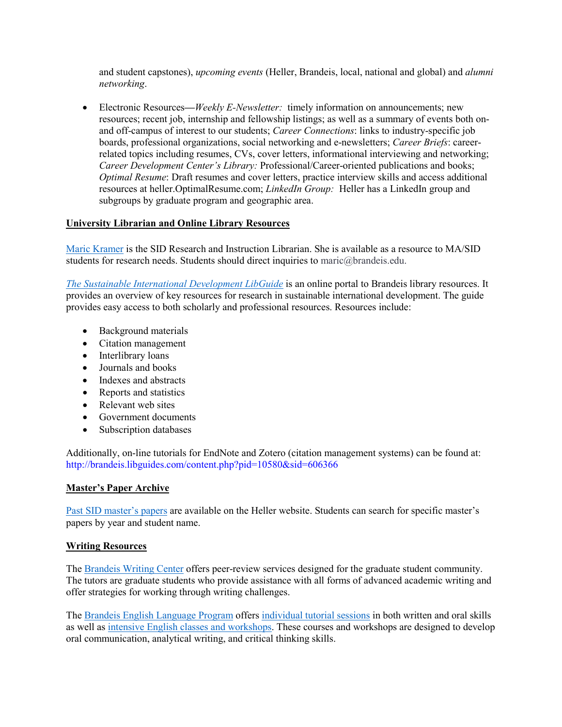and student capstones), *upcoming events* (Heller, Brandeis, local, national and global) and *alumni networking*.

- Electronic Resources—*Weekly E-Newsletter:* timely information on announcements; new resources; recent job, internship and fellowship listings; as well as a summary of events both on- and off-campus of interest to our students; *Career Connections*: links to industry-specific job boards, professional organizations, social networking and e-newsletters; *Career Briefs*: career-related topics including resumes, CVs, cover letters, informational interviewing and networking; *Career Development Center's Library:* Professional/Career-oriented publications and books; *Optimal Resume*: Draft resumes and cover letters, practice interview skills and access additional resources at heller.OptimalResume.com; *LinkedIn Group:* Heller has a LinkedIn group and subgroups by graduate program and geographic area.

**University Librarian and Online Library Resources**

Maric Kramer is the SID Research and Instruction Librarian. She is available as a resource to MA/SID students for research needs. Students should direct inquiries to maric@brandeis.edu.

*The Sustainable International Development LibGuide* is an online portal to Brandeis library resources. It provides an overview of key resources for research in sustainable international development. The guide provides easy access to both scholarly and professional resources. Resources include:

- Background materials
- Citation management
- Interlibrary loans
- Journals and books
- Indexes and abstracts
- Reports and statistics
- Relevant web sites
- Government documents
- Subscription databases

Additionally, on-line tutorials for EndNote and Zotero (citation management systems) can be found at: http://brandeis.libguides.com/content.php?pid=10580&sid=606366

**Master's Paper Archive**

Past SID master's papers are available on the Heller website. Students can search for specific master's papers by year and student name.

**Writing Resources**

The Brandeis Writing Center offers peer-review services designed for the graduate student community. The tutors are graduate students who provide assistance with all forms of advanced academic writing and offer strategies for working through writing challenges.

The Brandeis English Language Program offers individual tutorial sessions in both written and oral skills as well as intensive English classes and workshops. These courses and workshops are designed to develop oral communication, analytical writing, and critical thinking skills.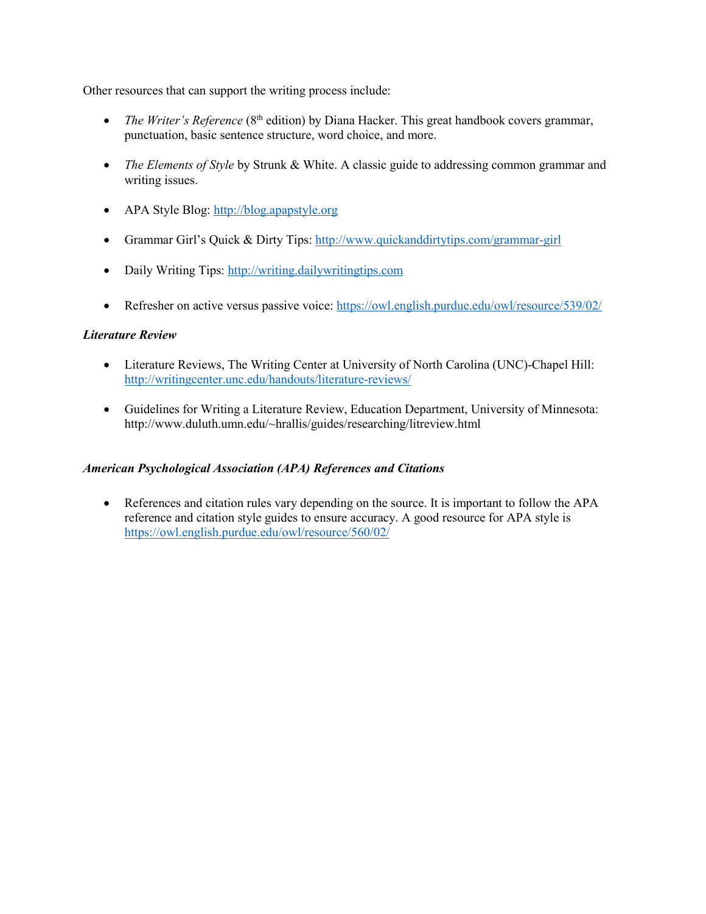Other resources that can support the writing process include:

- *The Writer's Reference* (8th edition) by Diana Hacker. This great handbook covers grammar, punctuation, basic sentence structure, word choice, and more.

- *The Elements of Style* by Strunk & White. A classic guide to addressing common grammar and writing issues.

- APA Style Blog: http://blog.apapstyle.org

- Grammar Girl's Quick & Dirty Tips: http://www.quickanddirtytips.com/grammar-girl

- Daily Writing Tips: http://writing.dailywritingtips.com

- Refresher on active versus passive voice: https://owl.english.purdue.edu/owl/resource/539/02/

***Literature Review***

- Literature Reviews, The Writing Center at University of North Carolina (UNC)-Chapel Hill: http://writingcenter.unc.edu/handouts/literature-reviews/

- Guidelines for Writing a Literature Review, Education Department, University of Minnesota: http://www.duluth.umn.edu/~hrallis/guides/researching/litreview.html

***American Psychological Association (APA) References and Citations***

- References and citation rules vary depending on the source. It is important to follow the APA reference and citation style guides to ensure accuracy. A good resource for APA style is https://owl.english.purdue.edu/owl/resource/560/02/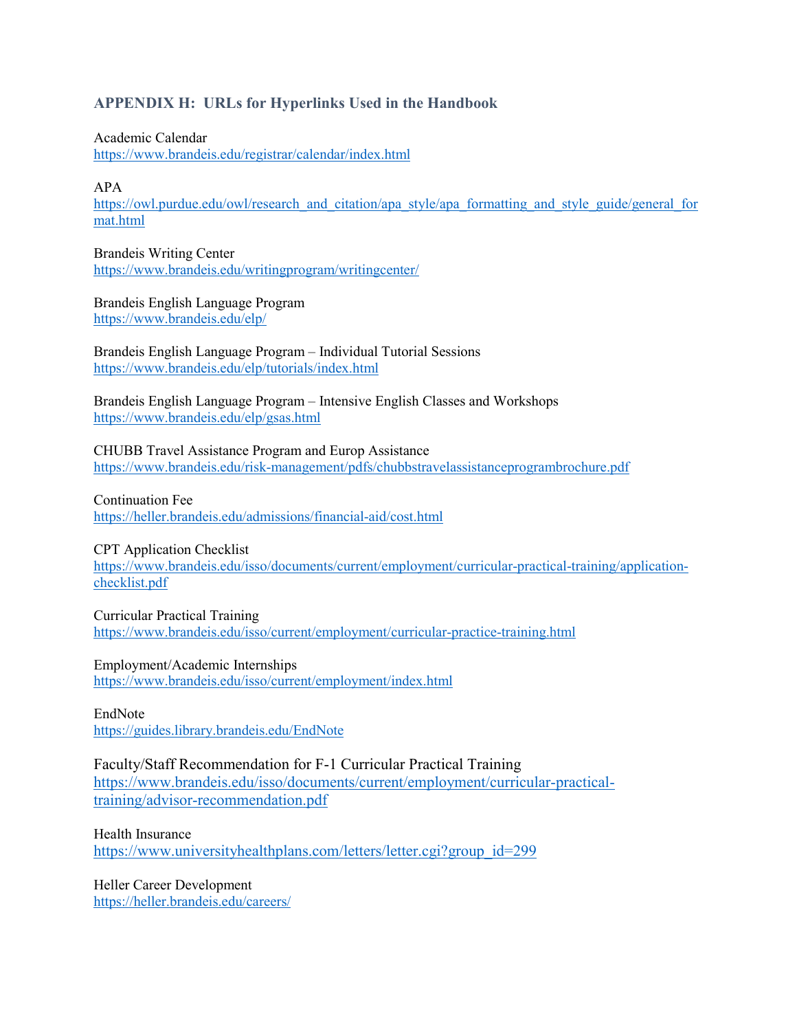## APPENDIX H: URLs for Hyperlinks Used in the Handbook

Academic Calendar
https://www.brandeis.edu/registrar/calendar/index.html

APA
https://owl.purdue.edu/owl/research_and_citation/apa_style/apa_formatting_and_style_guide/general_format.html

Brandeis Writing Center
https://www.brandeis.edu/writingprogram/writingcenter/

Brandeis English Language Program
https://www.brandeis.edu/elp/

Brandeis English Language Program – Individual Tutorial Sessions
https://www.brandeis.edu/elp/tutorials/index.html

Brandeis English Language Program – Intensive English Classes and Workshops
https://www.brandeis.edu/elp/gsas.html

CHUBB Travel Assistance Program and Europ Assistance
https://www.brandeis.edu/risk-management/pdfs/chubbstravelassistanceprogrambrochure.pdf

Continuation Fee
https://heller.brandeis.edu/admissions/financial-aid/cost.html

CPT Application Checklist
https://www.brandeis.edu/isso/documents/current/employment/curricular-practical-training/application-checklist.pdf

Curricular Practical Training
https://www.brandeis.edu/isso/current/employment/curricular-practice-training.html

Employment/Academic Internships
https://www.brandeis.edu/isso/current/employment/index.html

EndNote
https://guides.library.brandeis.edu/EndNote

Faculty/Staff Recommendation for F-1 Curricular Practical Training
https://www.brandeis.edu/isso/documents/current/employment/curricular-practical-training/advisor-recommendation.pdf

Health Insurance
https://www.universityhealthplans.com/letters/letter.cgi?group_id=299

Heller Career Development
https://heller.brandeis.edu/careers/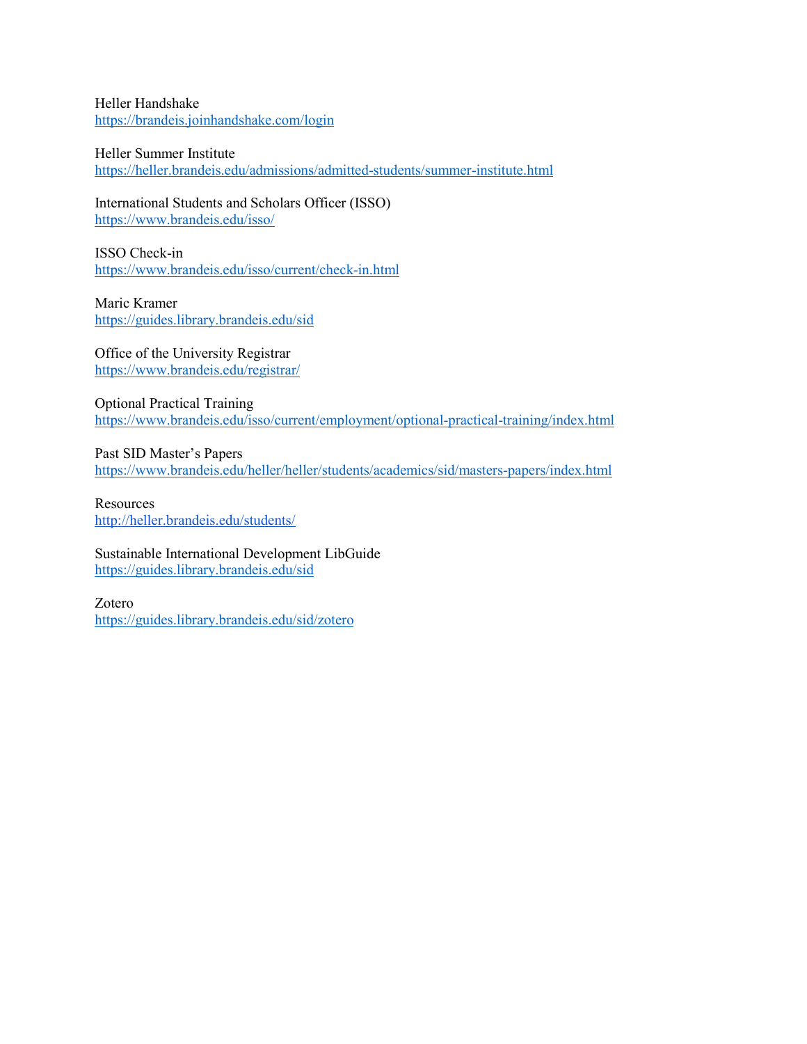Heller Handshake
https://brandeis.joinhandshake.com/login

Heller Summer Institute
https://heller.brandeis.edu/admissions/admitted-students/summer-institute.html

International Students and Scholars Officer (ISSO)
https://www.brandeis.edu/isso/

ISSO Check-in
https://www.brandeis.edu/isso/current/check-in.html

Maric Kramer
https://guides.library.brandeis.edu/sid

Office of the University Registrar
https://www.brandeis.edu/registrar/

Optional Practical Training
https://www.brandeis.edu/isso/current/employment/optional-practical-training/index.html

Past SID Master's Papers
https://www.brandeis.edu/heller/heller/students/academics/sid/masters-papers/index.html

Resources
http://heller.brandeis.edu/students/

Sustainable International Development LibGuide
https://guides.library.brandeis.edu/sid

Zotero
https://guides.library.brandeis.edu/sid/zotero